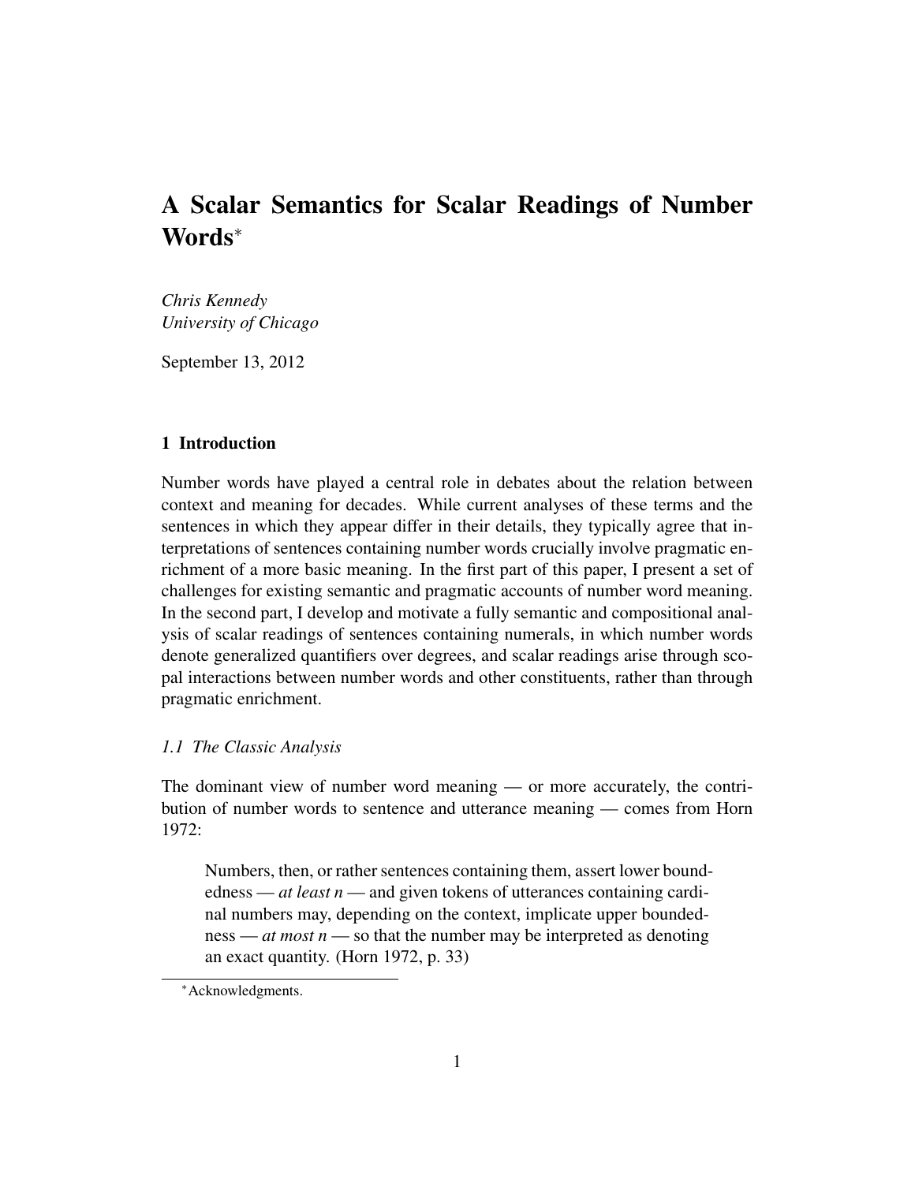# A Scalar Semantics for Scalar Readings of Number Words[*]

*Chris Kennedy*
*University of Chicago*

September 13, 2012

## 1 Introduction

Number words have played a central role in debates about the relation between context and meaning for decades. While current analyses of these terms and the sentences in which they appear differ in their details, they typically agree that interpretations of sentences containing number words crucially involve pragmatic enrichment of a more basic meaning. In the first part of this paper, I present a set of challenges for existing semantic and pragmatic accounts of number word meaning. In the second part, I develop and motivate a fully semantic and compositional analysis of scalar readings of sentences containing numerals, in which number words denote generalized quantifiers over degrees, and scalar readings arise through scopal interactions between number words and other constituents, rather than through pragmatic enrichment.

### *1.1 The Classic Analysis*

The dominant view of number word meaning — or more accurately, the contribution of number words to sentence and utterance meaning — comes from Horn 1972:

> Numbers, then, or rather sentences containing them, assert lower boundedness — *at least n* — and given tokens of utterances containing cardinal numbers may, depending on the context, implicate upper boundedness — *at most n* — so that the number may be interpreted as denoting an exact quantity. (Horn 1972, p. 33)

[*] Acknowledgments.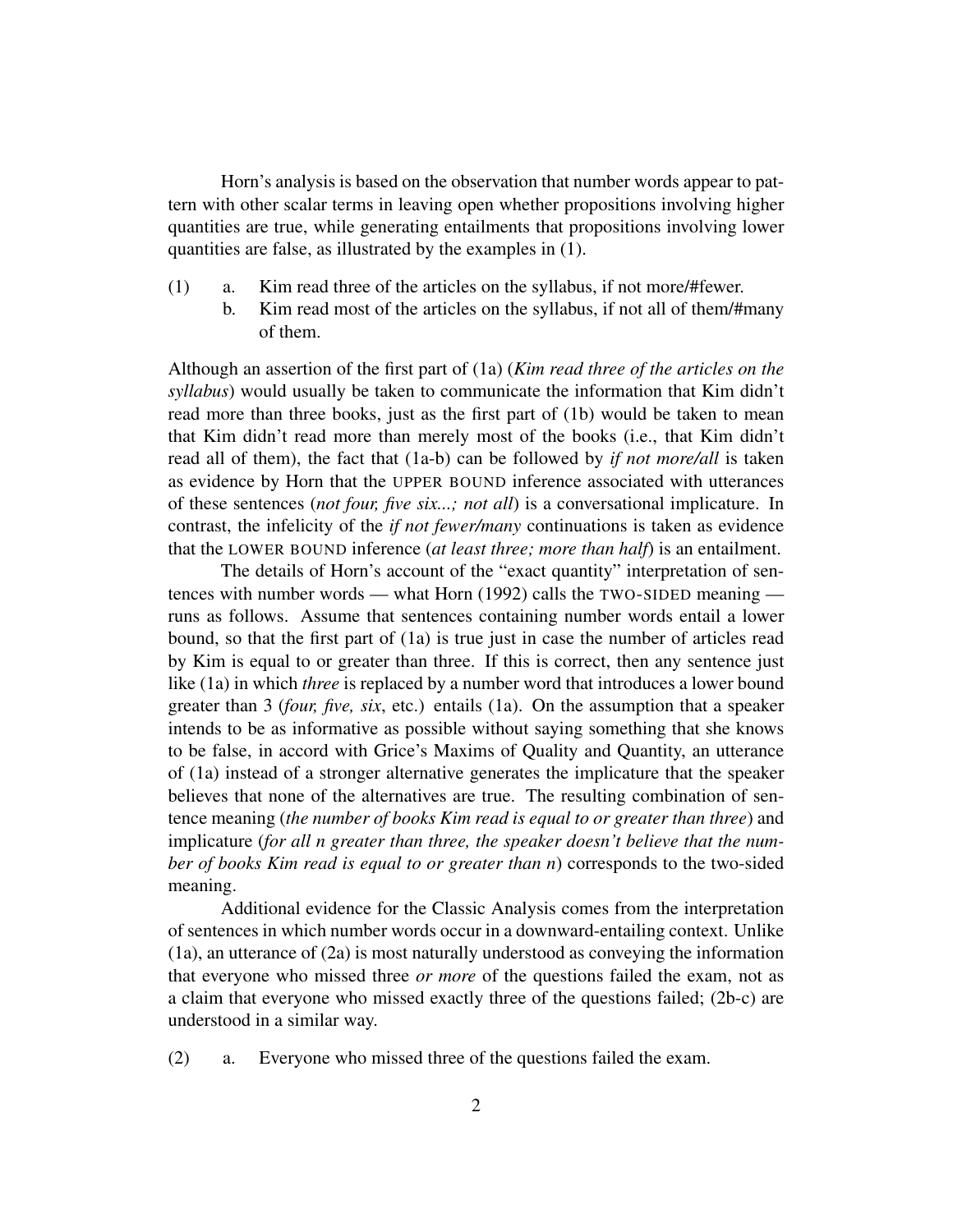Horn's analysis is based on the observation that number words appear to pattern with other scalar terms in leaving open whether propositions involving higher quantities are true, while generating entailments that propositions involving lower quantities are false, as illustrated by the examples in (1).

(1) a. Kim read three of the articles on the syllabus, if not more/#fewer.
  b. Kim read most of the articles on the syllabus, if not all of them/#many of them.

Although an assertion of the first part of (1a) (*Kim read three of the articles on the syllabus*) would usually be taken to communicate the information that Kim didn't read more than three books, just as the first part of (1b) would be taken to mean that Kim didn't read more than merely most of the books (i.e., that Kim didn't read all of them), the fact that (1a-b) can be followed by *if not more/all* is taken as evidence by Horn that the UPPER BOUND inference associated with utterances of these sentences (*not four, five six...; not all*) is a conversational implicature. In contrast, the infelicity of the *if not fewer/many* continuations is taken as evidence that the LOWER BOUND inference (*at least three; more than half*) is an entailment.

The details of Horn's account of the "exact quantity" interpretation of sentences with number words — what Horn (1992) calls the TWO-SIDED meaning — runs as follows. Assume that sentences containing number words entail a lower bound, so that the first part of (1a) is true just in case the number of articles read by Kim is equal to or greater than three. If this is correct, then any sentence just like (1a) in which *three* is replaced by a number word that introduces a lower bound greater than 3 (*four, five, six*, etc.) entails (1a). On the assumption that a speaker intends to be as informative as possible without saying something that she knows to be false, in accord with Grice's Maxims of Quality and Quantity, an utterance of (1a) instead of a stronger alternative generates the implicature that the speaker believes that none of the alternatives are true. The resulting combination of sentence meaning (*the number of books Kim read is equal to or greater than three*) and implicature (*for all n greater than three, the speaker doesn't believe that the number of books Kim read is equal to or greater than n*) corresponds to the two-sided meaning.

Additional evidence for the Classic Analysis comes from the interpretation of sentences in which number words occur in a downward-entailing context. Unlike (1a), an utterance of (2a) is most naturally understood as conveying the information that everyone who missed three *or more* of the questions failed the exam, not as a claim that everyone who missed exactly three of the questions failed; (2b-c) are understood in a similar way.

(2) a. Everyone who missed three of the questions failed the exam.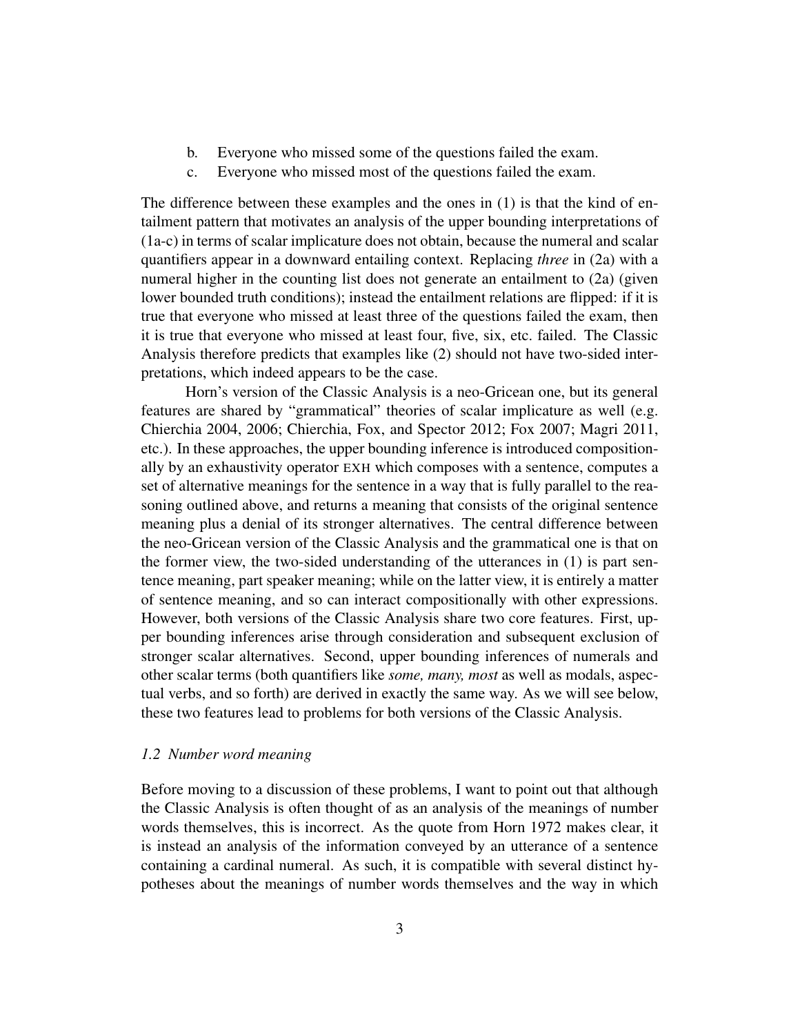b. Everyone who missed some of the questions failed the exam.

c. Everyone who missed most of the questions failed the exam.

The difference between these examples and the ones in (1) is that the kind of entailment pattern that motivates an analysis of the upper bounding interpretations of (1a-c) in terms of scalar implicature does not obtain, because the numeral and scalar quantifiers appear in a downward entailing context. Replacing *three* in (2a) with a numeral higher in the counting list does not generate an entailment to (2a) (given lower bounded truth conditions); instead the entailment relations are flipped: if it is true that everyone who missed at least three of the questions failed the exam, then it is true that everyone who missed at least four, five, six, etc. failed. The Classic Analysis therefore predicts that examples like (2) should not have two-sided interpretations, which indeed appears to be the case.

Horn's version of the Classic Analysis is a neo-Gricean one, but its general features are shared by "grammatical" theories of scalar implicature as well (e.g. Chierchia 2004, 2006; Chierchia, Fox, and Spector 2012; Fox 2007; Magri 2011, etc.). In these approaches, the upper bounding inference is introduced compositionally by an exhaustivity operator EXH which composes with a sentence, computes a set of alternative meanings for the sentence in a way that is fully parallel to the reasoning outlined above, and returns a meaning that consists of the original sentence meaning plus a denial of its stronger alternatives. The central difference between the neo-Gricean version of the Classic Analysis and the grammatical one is that on the former view, the two-sided understanding of the utterances in (1) is part sentence meaning, part speaker meaning; while on the latter view, it is entirely a matter of sentence meaning, and so can interact compositionally with other expressions. However, both versions of the Classic Analysis share two core features. First, upper bounding inferences arise through consideration and subsequent exclusion of stronger scalar alternatives. Second, upper bounding inferences of numerals and other scalar terms (both quantifiers like *some, many, most* as well as modals, aspectual verbs, and so forth) are derived in exactly the same way. As we will see below, these two features lead to problems for both versions of the Classic Analysis.

### *1.2 Number word meaning*

Before moving to a discussion of these problems, I want to point out that although the Classic Analysis is often thought of as an analysis of the meanings of number words themselves, this is incorrect. As the quote from Horn 1972 makes clear, it is instead an analysis of the information conveyed by an utterance of a sentence containing a cardinal numeral. As such, it is compatible with several distinct hypotheses about the meanings of number words themselves and the way in which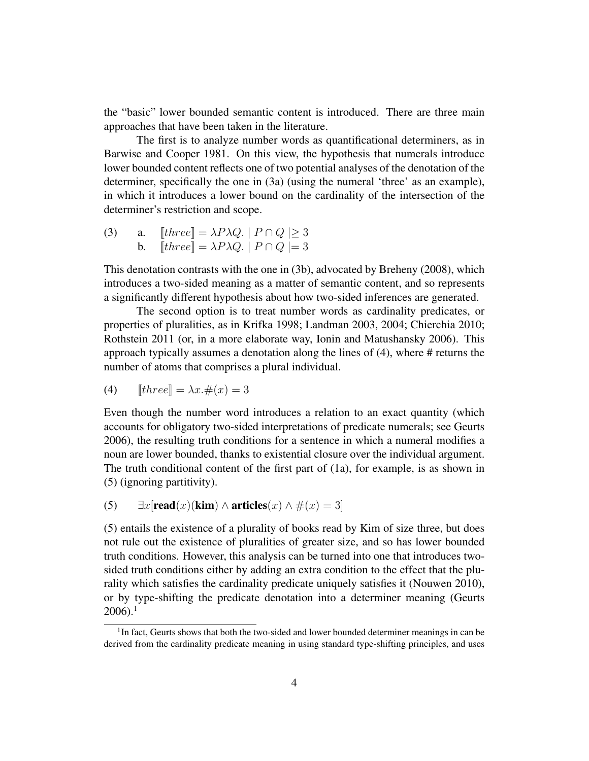the "basic" lower bounded semantic content is introduced. There are three main approaches that have been taken in the literature.

The first is to analyze number words as quantificational determiners, as in Barwise and Cooper 1981. On this view, the hypothesis that numerals introduce lower bounded content reflects one of two potential analyses of the denotation of the determiner, specifically the one in (3a) (using the numeral 'three' as an example), in which it introduces a lower bound on the cardinality of the intersection of the determiner's restriction and scope.

(3) a. $[\![three]\!] = \lambda P \lambda Q. \mid P \cap Q \mid \geq 3$

b. $[\![three]\!] = \lambda P \lambda Q. \mid P \cap Q \mid = 3$

This denotation contrasts with the one in (3b), advocated by Breheny (2008), which introduces a two-sided meaning as a matter of semantic content, and so represents a significantly different hypothesis about how two-sided inferences are generated.

The second option is to treat number words as cardinality predicates, or properties of pluralities, as in Krifka 1998; Landman 2003, 2004; Chierchia 2010; Rothstein 2011 (or, in a more elaborate way, Ionin and Matushansky 2006). This approach typically assumes a denotation along the lines of (4), where # returns the number of atoms that comprises a plural individual.

(4) $[\![three]\!] = \lambda x.\#(x) = 3$

Even though the number word introduces a relation to an exact quantity (which accounts for obligatory two-sided interpretations of predicate numerals; see Geurts 2006), the resulting truth conditions for a sentence in which a numeral modifies a noun are lower bounded, thanks to existential closure over the individual argument. The truth conditional content of the first part of (1a), for example, is as shown in (5) (ignoring partitivity).

(5) $\exists x[\textbf{read}(x)(\textbf{kim}) \wedge \textbf{articles}(x) \wedge \#(x) = 3]$

(5) entails the existence of a plurality of books read by Kim of size three, but does not rule out the existence of pluralities of greater size, and so has lower bounded truth conditions. However, this analysis can be turned into one that introduces two-sided truth conditions either by adding an extra condition to the effect that the plurality which satisfies the cardinality predicate uniquely satisfies it (Nouwen 2010), or by type-shifting the predicate denotation into a determiner meaning (Geurts 2006).[1]

[1] In fact, Geurts shows that both the two-sided and lower bounded determiner meanings in can be derived from the cardinality predicate meaning in using standard type-shifting principles, and uses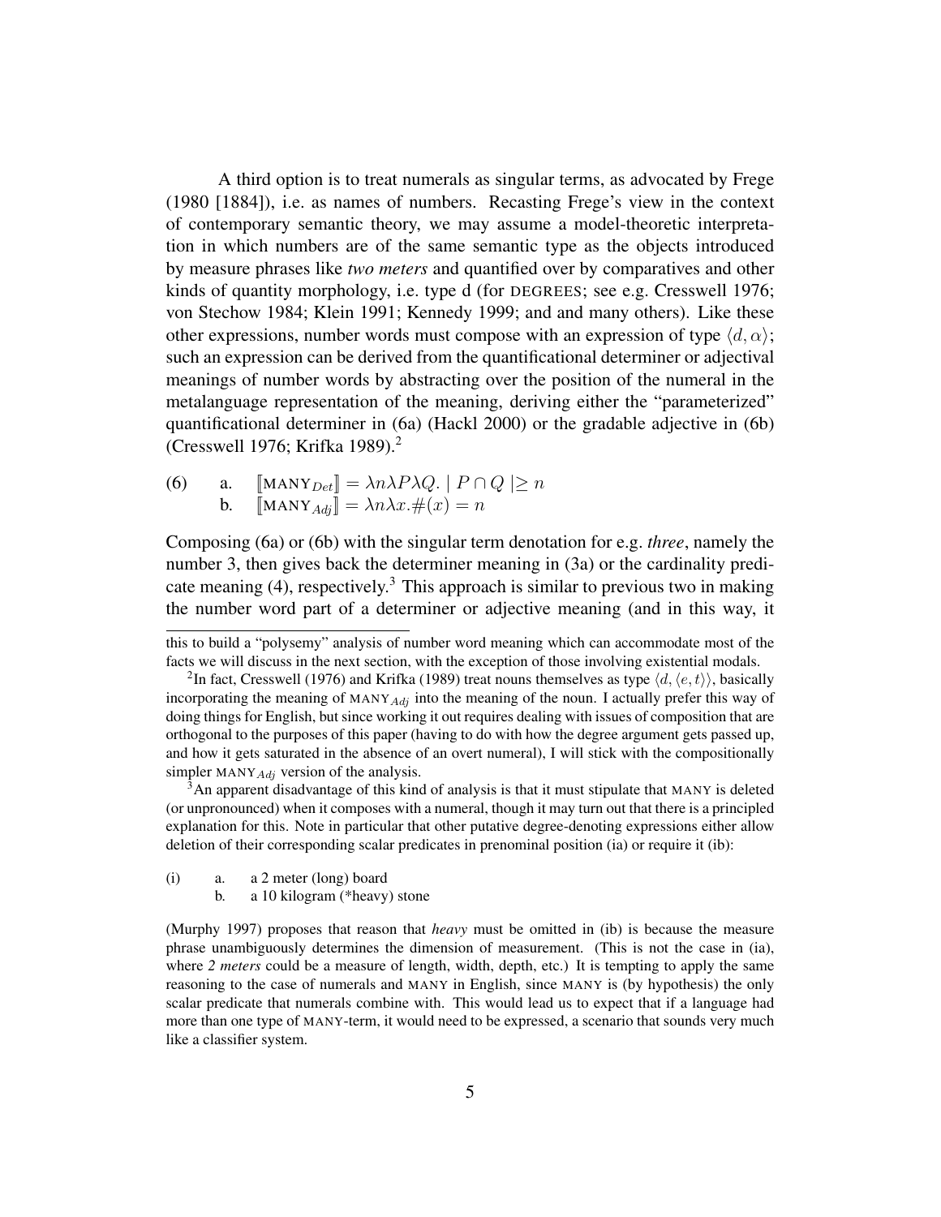A third option is to treat numerals as singular terms, as advocated by Frege (1980 [1884]), i.e. as names of numbers. Recasting Frege's view in the context of contemporary semantic theory, we may assume a model-theoretic interpretation in which numbers are of the same semantic type as the objects introduced by measure phrases like *two meters* and quantified over by comparatives and other kinds of quantity morphology, i.e. type d (for DEGREES; see e.g. Cresswell 1976; von Stechow 1984; Klein 1991; Kennedy 1999; and and many others). Like these other expressions, number words must compose with an expression of type $\langle d, \alpha \rangle$; such an expression can be derived from the quantificational determiner or adjectival meanings of number words by abstracting over the position of the numeral in the metalanguage representation of the meaning, deriving either the "parameterized" quantificational determiner in (6a) (Hackl 2000) or the gradable adjective in (6b) (Cresswell 1976; Krifka 1989).[2]

(6) a. $[\![\text{MANY}_{Det}]\!] = \lambda n \lambda P \lambda Q. \mid P \cap Q \mid \geq n$

b. $[\![\text{MANY}_{Adj}]\!] = \lambda n \lambda x. \#(x) = n$

Composing (6a) or (6b) with the singular term denotation for e.g. *three*, namely the number 3, then gives back the determiner meaning in (3a) or the cardinality predicate meaning (4), respectively.[3] This approach is similar to previous two in making the number word part of a determiner or adjective meaning (and in this way, it

---

this to build a "polysemy" analysis of number word meaning which can accommodate most of the facts we will discuss in the next section, with the exception of those involving existential modals.

[2] In fact, Cresswell (1976) and Krifka (1989) treat nouns themselves as type $\langle d, \langle e, t \rangle \rangle$, basically incorporating the meaning of $\text{MANY}_{Adj}$ into the meaning of the noun. I actually prefer this way of doing things for English, but since working it out requires dealing with issues of composition that are orthogonal to the purposes of this paper (having to do with how the degree argument gets passed up, and how it gets saturated in the absence of an overt numeral), I will stick with the compositionally simpler $\text{MANY}_{Adj}$ version of the analysis.

[3] An apparent disadvantage of this kind of analysis is that it must stipulate that MANY is deleted (or unpronounced) when it composes with a numeral, though it may turn out that there is a principled explanation for this. Note in particular that other putative degree-denoting expressions either allow deletion of their corresponding scalar predicates in prenominal position (ia) or require it (ib):

(i) a. a 2 meter (long) board

b. a 10 kilogram (*heavy) stone

(Murphy 1997) proposes that reason that *heavy* must be omitted in (ib) is because the measure phrase unambiguously determines the dimension of measurement. (This is not the case in (ia), where *2 meters* could be a measure of length, width, depth, etc.) It is tempting to apply the same reasoning to the case of numerals and MANY in English, since MANY is (by hypothesis) the only scalar predicate that numerals combine with. This would lead us to expect that if a language had more than one type of MANY-term, it would need to be expressed, a scenario that sounds very much like a classifier system.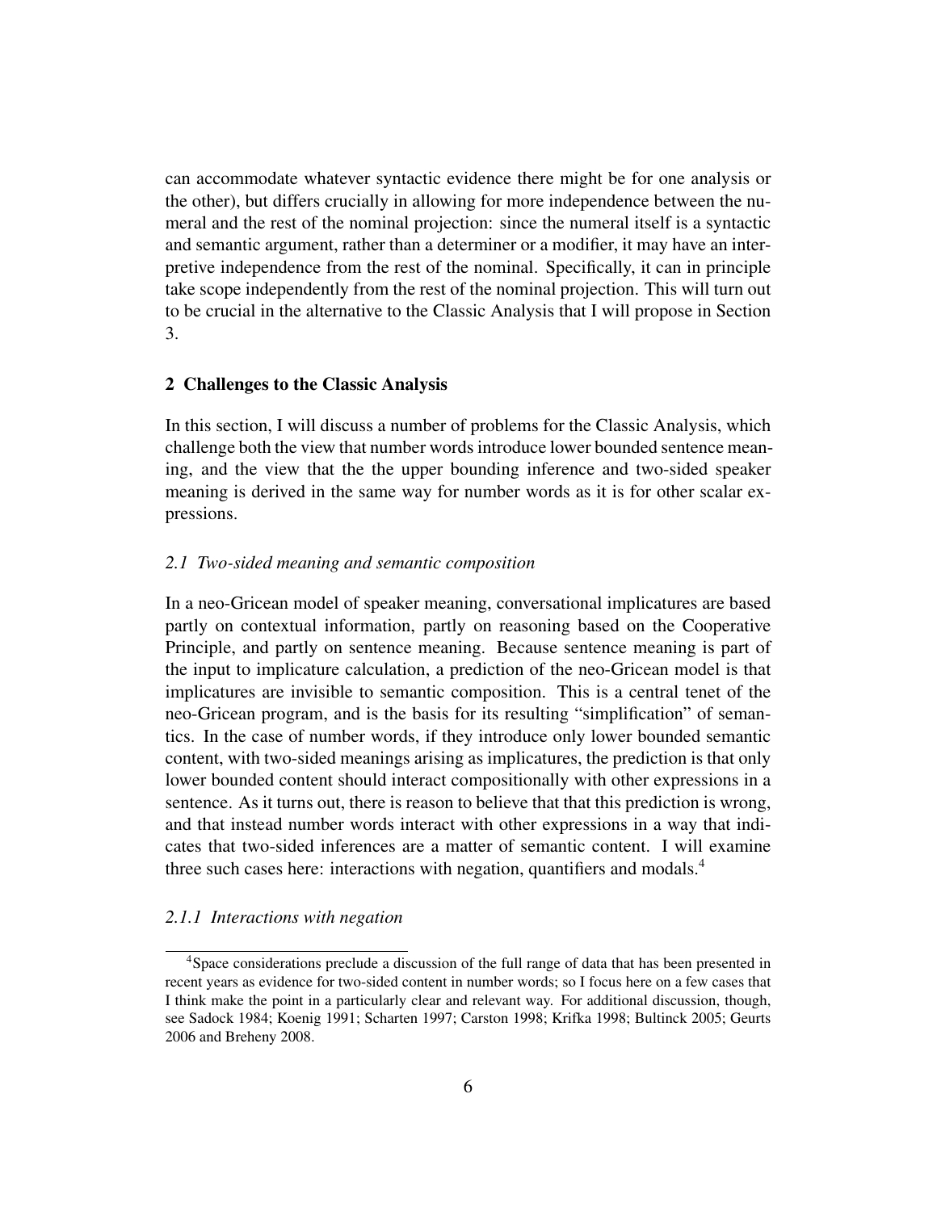can accommodate whatever syntactic evidence there might be for one analysis or the other), but differs crucially in allowing for more independence between the numeral and the rest of the nominal projection: since the numeral itself is a syntactic and semantic argument, rather than a determiner or a modifier, it may have an interpretive independence from the rest of the nominal. Specifically, it can in principle take scope independently from the rest of the nominal projection. This will turn out to be crucial in the alternative to the Classic Analysis that I will propose in Section 3.

## 2 Challenges to the Classic Analysis

In this section, I will discuss a number of problems for the Classic Analysis, which challenge both the view that number words introduce lower bounded sentence meaning, and the view that the the upper bounding inference and two-sided speaker meaning is derived in the same way for number words as it is for other scalar expressions.

### *2.1 Two-sided meaning and semantic composition*

In a neo-Gricean model of speaker meaning, conversational implicatures are based partly on contextual information, partly on reasoning based on the Cooperative Principle, and partly on sentence meaning. Because sentence meaning is part of the input to implicature calculation, a prediction of the neo-Gricean model is that implicatures are invisible to semantic composition. This is a central tenet of the neo-Gricean program, and is the basis for its resulting "simplification" of semantics. In the case of number words, if they introduce only lower bounded semantic content, with two-sided meanings arising as implicatures, the prediction is that only lower bounded content should interact compositionally with other expressions in a sentence. As it turns out, there is reason to believe that that this prediction is wrong, and that instead number words interact with other expressions in a way that indicates that two-sided inferences are a matter of semantic content. I will examine three such cases here: interactions with negation, quantifiers and modals.[4]

#### *2.1.1 Interactions with negation*

[4]Space considerations preclude a discussion of the full range of data that has been presented in recent years as evidence for two-sided content in number words; so I focus here on a few cases that I think make the point in a particularly clear and relevant way. For additional discussion, though, see Sadock 1984; Koenig 1991; Scharten 1997; Carston 1998; Krifka 1998; Bultinck 2005; Geurts 2006 and Breheny 2008.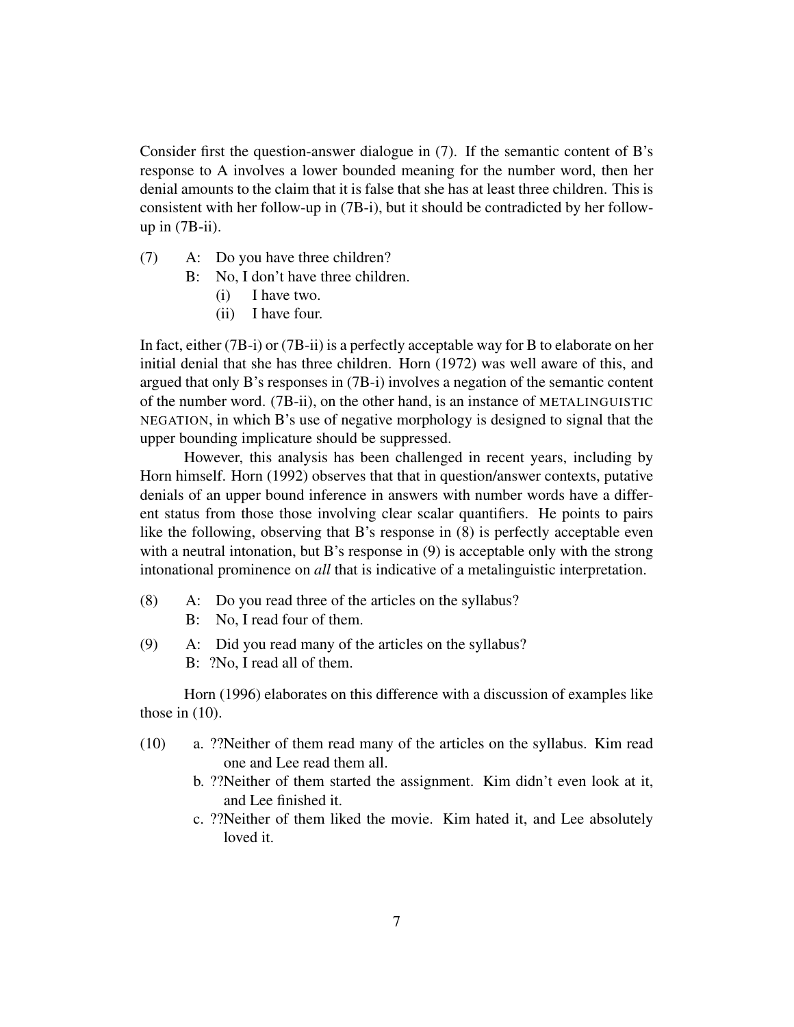Consider first the question-answer dialogue in (7). If the semantic content of B's response to A involves a lower bounded meaning for the number word, then her denial amounts to the claim that it is false that she has at least three children. This is consistent with her follow-up in (7B-i), but it should be contradicted by her follow-up in (7B-ii).

(7) A: Do you have three children?
B: No, I don't have three children.
(i) I have two.
(ii) I have four.

In fact, either (7B-i) or (7B-ii) is a perfectly acceptable way for B to elaborate on her initial denial that she has three children. Horn (1972) was well aware of this, and argued that only B's responses in (7B-i) involves a negation of the semantic content of the number word. (7B-ii), on the other hand, is an instance of METALINGUISTIC NEGATION, in which B's use of negative morphology is designed to signal that the upper bounding implicature should be suppressed.

However, this analysis has been challenged in recent years, including by Horn himself. Horn (1992) observes that that in question/answer contexts, putative denials of an upper bound inference in answers with number words have a different status from those those involving clear scalar quantifiers. He points to pairs like the following, observing that B's response in (8) is perfectly acceptable even with a neutral intonation, but B's response in (9) is acceptable only with the strong intonational prominence on *all* that is indicative of a metalinguistic interpretation.

(8) A: Do you read three of the articles on the syllabus?
B: No, I read four of them.

(9) A: Did you read many of the articles on the syllabus?
B: ?No, I read all of them.

Horn (1996) elaborates on this difference with a discussion of examples like those in (10).

(10) a. ??Neither of them read many of the articles on the syllabus. Kim read one and Lee read them all.
b. ??Neither of them started the assignment. Kim didn't even look at it, and Lee finished it.
c. ??Neither of them liked the movie. Kim hated it, and Lee absolutely loved it.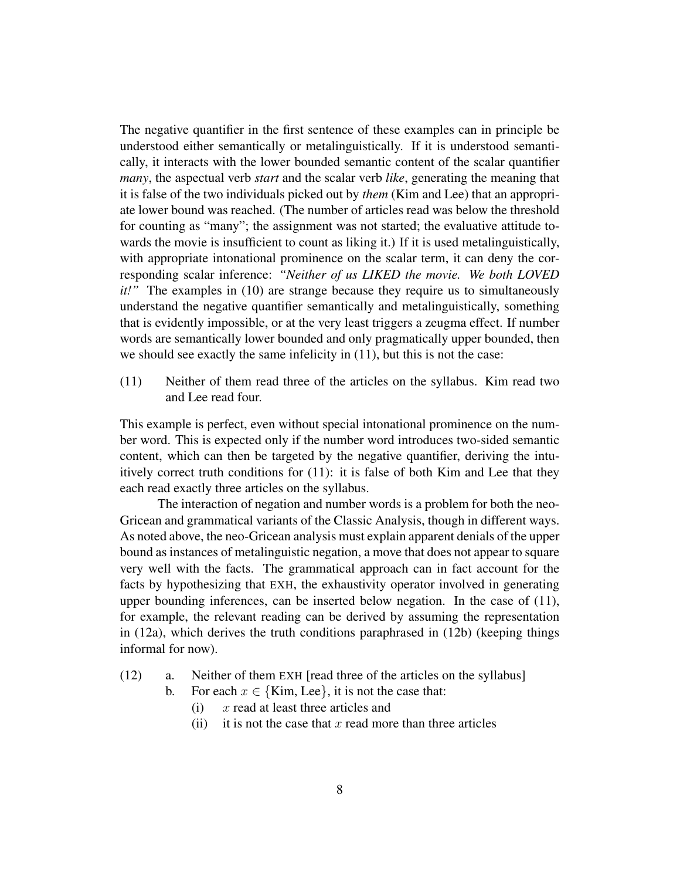The negative quantifier in the first sentence of these examples can in principle be understood either semantically or metalinguistically. If it is understood semantically, it interacts with the lower bounded semantic content of the scalar quantifier *many*, the aspectual verb *start* and the scalar verb *like*, generating the meaning that it is false of the two individuals picked out by *them* (Kim and Lee) that an appropriate lower bound was reached. (The number of articles read was below the threshold for counting as "many"; the assignment was not started; the evaluative attitude towards the movie is insufficient to count as liking it.) If it is used metalinguistically, with appropriate intonational prominence on the scalar term, it can deny the corresponding scalar inference: *"Neither of us LIKED the movie. We both LOVED it!"* The examples in (10) are strange because they require us to simultaneously understand the negative quantifier semantically and metalinguistically, something that is evidently impossible, or at the very least triggers a zeugma effect. If number words are semantically lower bounded and only pragmatically upper bounded, then we should see exactly the same infelicity in (11), but this is not the case:

(11) Neither of them read three of the articles on the syllabus. Kim read two and Lee read four.

This example is perfect, even without special intonational prominence on the number word. This is expected only if the number word introduces two-sided semantic content, which can then be targeted by the negative quantifier, deriving the intuitively correct truth conditions for (11): it is false of both Kim and Lee that they each read exactly three articles on the syllabus.

The interaction of negation and number words is a problem for both the neo-Gricean and grammatical variants of the Classic Analysis, though in different ways. As noted above, the neo-Gricean analysis must explain apparent denials of the upper bound as instances of metalinguistic negation, a move that does not appear to square very well with the facts. The grammatical approach can in fact account for the facts by hypothesizing that EXH, the exhaustivity operator involved in generating upper bounding inferences, can be inserted below negation. In the case of (11), for example, the relevant reading can be derived by assuming the representation in (12a), which derives the truth conditions paraphrased in (12b) (keeping things informal for now).

(12) a. Neither of them EXH [read three of the articles on the syllabus]

b. For each $x \in \{\text{Kim, Lee}\}$, it is not the case that:

  (i) $x$ read at least three articles and

  (ii) it is not the case that $x$ read more than three articles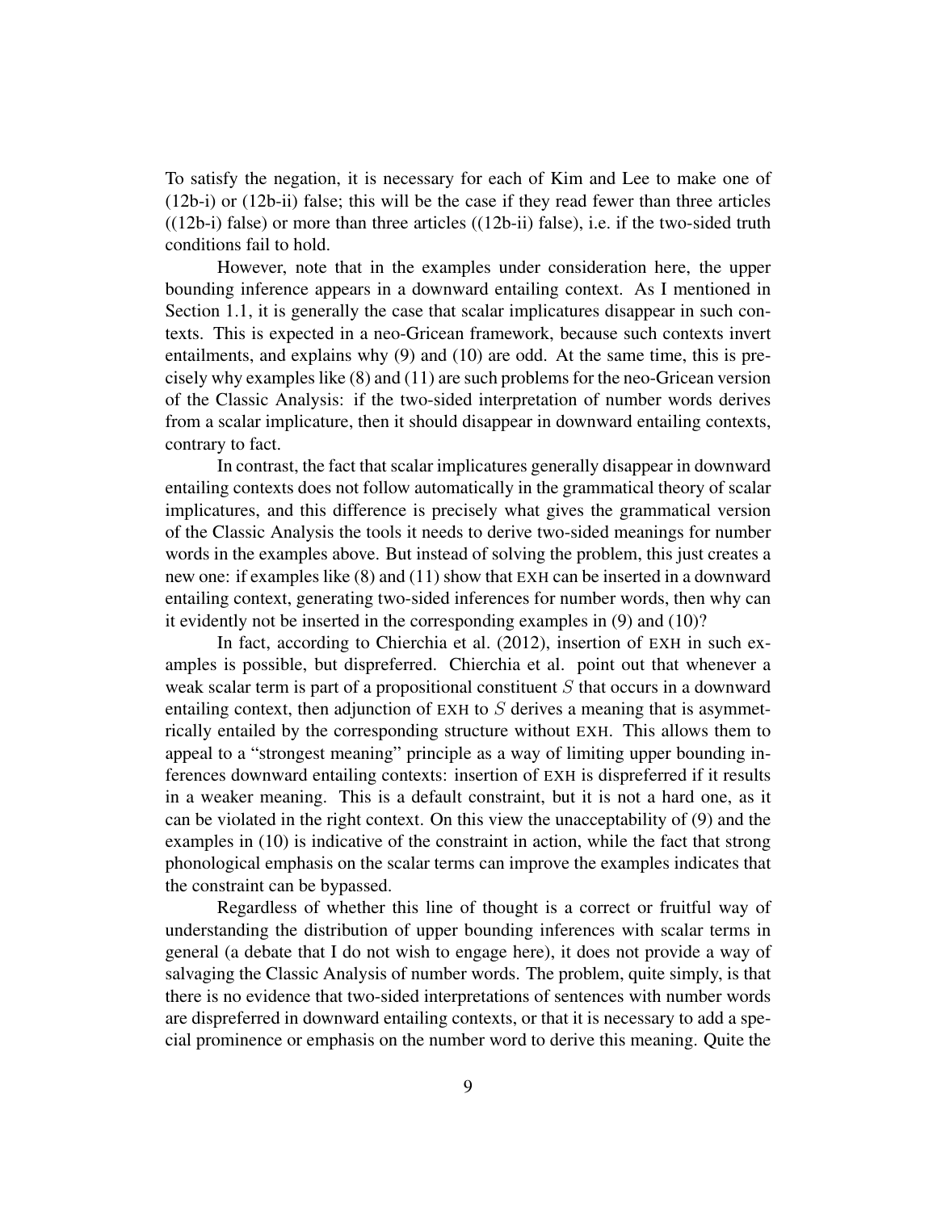To satisfy the negation, it is necessary for each of Kim and Lee to make one of (12b-i) or (12b-ii) false; this will be the case if they read fewer than three articles ((12b-i) false) or more than three articles ((12b-ii) false), i.e. if the two-sided truth conditions fail to hold.

However, note that in the examples under consideration here, the upper bounding inference appears in a downward entailing context. As I mentioned in Section 1.1, it is generally the case that scalar implicatures disappear in such contexts. This is expected in a neo-Gricean framework, because such contexts invert entailments, and explains why (9) and (10) are odd. At the same time, this is precisely why examples like (8) and (11) are such problems for the neo-Gricean version of the Classic Analysis: if the two-sided interpretation of number words derives from a scalar implicature, then it should disappear in downward entailing contexts, contrary to fact.

In contrast, the fact that scalar implicatures generally disappear in downward entailing contexts does not follow automatically in the grammatical theory of scalar implicatures, and this difference is precisely what gives the grammatical version of the Classic Analysis the tools it needs to derive two-sided meanings for number words in the examples above. But instead of solving the problem, this just creates a new one: if examples like (8) and (11) show that EXH can be inserted in a downward entailing context, generating two-sided inferences for number words, then why can it evidently not be inserted in the corresponding examples in (9) and (10)?

In fact, according to Chierchia et al. (2012), insertion of EXH in such examples is possible, but dispreferred. Chierchia et al. point out that whenever a weak scalar term is part of a propositional constituent $S$ that occurs in a downward entailing context, then adjunction of EXH to $S$ derives a meaning that is asymmetrically entailed by the corresponding structure without EXH. This allows them to appeal to a "strongest meaning" principle as a way of limiting upper bounding inferences downward entailing contexts: insertion of EXH is dispreferred if it results in a weaker meaning. This is a default constraint, but it is not a hard one, as it can be violated in the right context. On this view the unacceptability of (9) and the examples in (10) is indicative of the constraint in action, while the fact that strong phonological emphasis on the scalar terms can improve the examples indicates that the constraint can be bypassed.

Regardless of whether this line of thought is a correct or fruitful way of understanding the distribution of upper bounding inferences with scalar terms in general (a debate that I do not wish to engage here), it does not provide a way of salvaging the Classic Analysis of number words. The problem, quite simply, is that there is no evidence that two-sided interpretations of sentences with number words are dispreferred in downward entailing contexts, or that it is necessary to add a special prominence or emphasis on the number word to derive this meaning. Quite the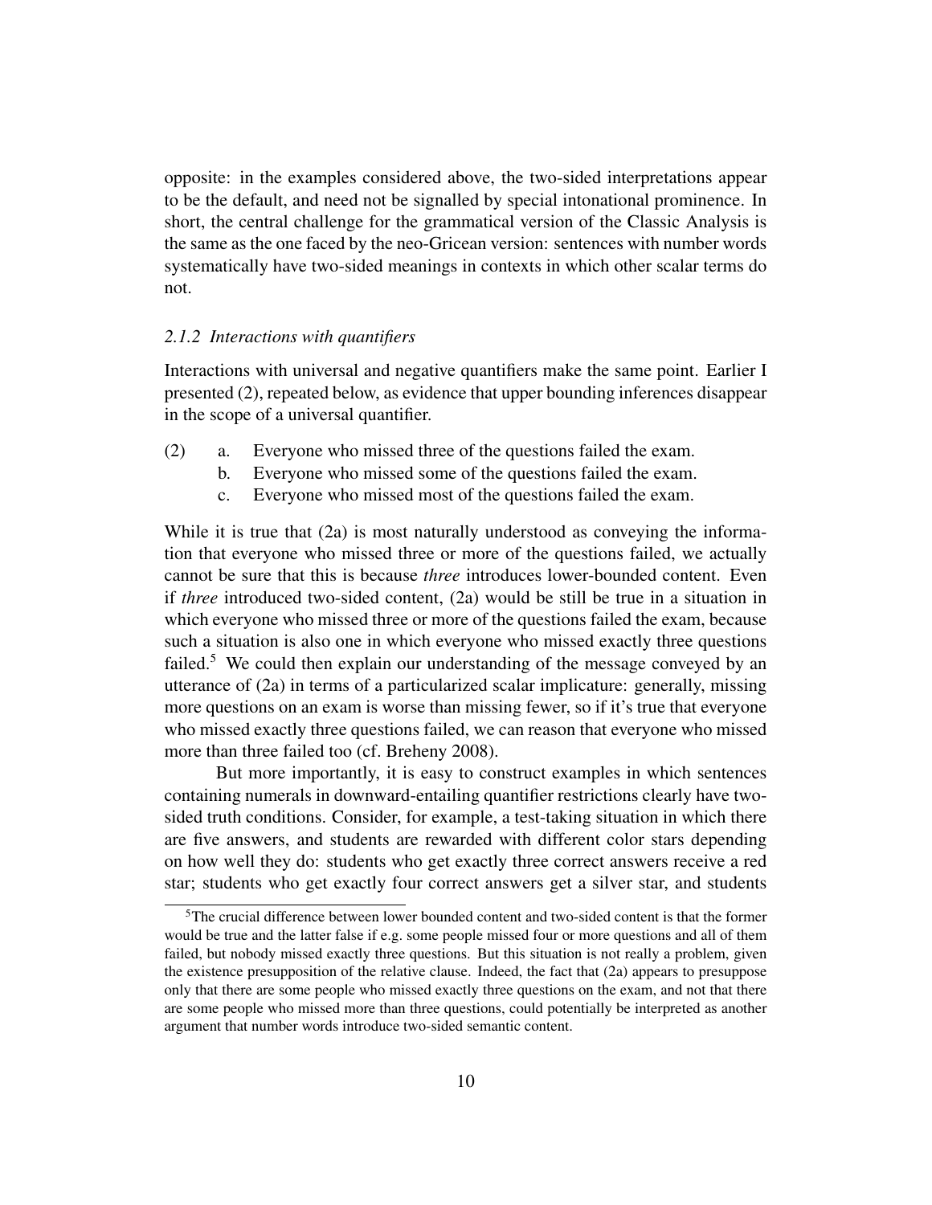opposite: in the examples considered above, the two-sided interpretations appear to be the default, and need not be signalled by special intonational prominence. In short, the central challenge for the grammatical version of the Classic Analysis is the same as the one faced by the neo-Gricean version: sentences with number words systematically have two-sided meanings in contexts in which other scalar terms do not.

### *2.1.2 Interactions with quantifiers*

Interactions with universal and negative quantifiers make the same point. Earlier I presented (2), repeated below, as evidence that upper bounding inferences disappear in the scope of a universal quantifier.

(2) a. Everyone who missed three of the questions failed the exam.
    b. Everyone who missed some of the questions failed the exam.
    c. Everyone who missed most of the questions failed the exam.

While it is true that (2a) is most naturally understood as conveying the information that everyone who missed three or more of the questions failed, we actually cannot be sure that this is because *three* introduces lower-bounded content. Even if *three* introduced two-sided content, (2a) would be still be true in a situation in which everyone who missed three or more of the questions failed the exam, because such a situation is also one in which everyone who missed exactly three questions failed.[5] We could then explain our understanding of the message conveyed by an utterance of (2a) in terms of a particularized scalar implicature: generally, missing more questions on an exam is worse than missing fewer, so if it's true that everyone who missed exactly three questions failed, we can reason that everyone who missed more than three failed too (cf. Breheny 2008).

But more importantly, it is easy to construct examples in which sentences containing numerals in downward-entailing quantifier restrictions clearly have two-sided truth conditions. Consider, for example, a test-taking situation in which there are five answers, and students are rewarded with different color stars depending on how well they do: students who get exactly three correct answers receive a red star; students who get exactly four correct answers get a silver star, and students

[5] The crucial difference between lower bounded content and two-sided content is that the former would be true and the latter false if e.g. some people missed four or more questions and all of them failed, but nobody missed exactly three questions. But this situation is not really a problem, given the existence presupposition of the relative clause. Indeed, the fact that (2a) appears to presuppose only that there are some people who missed exactly three questions on the exam, and not that there are some people who missed more than three questions, could potentially be interpreted as another argument that number words introduce two-sided semantic content.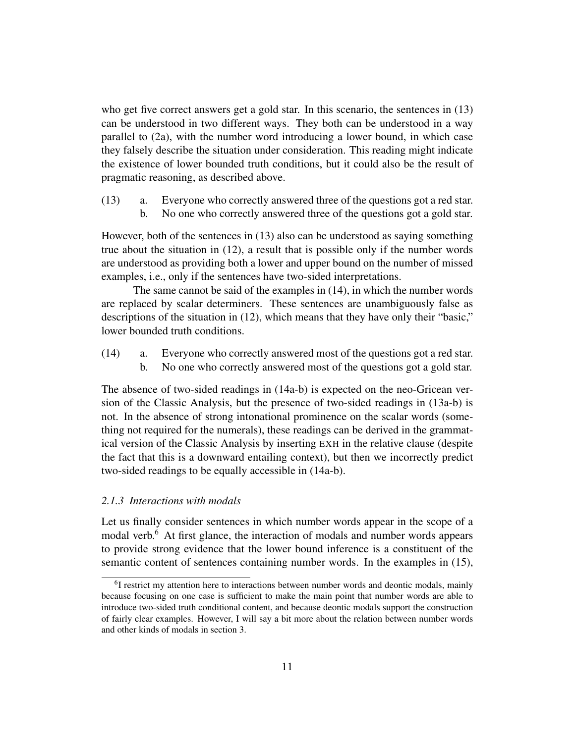who get five correct answers get a gold star. In this scenario, the sentences in (13) can be understood in two different ways. They both can be understood in a way parallel to (2a), with the number word introducing a lower bound, in which case they falsely describe the situation under consideration. This reading might indicate the existence of lower bounded truth conditions, but it could also be the result of pragmatic reasoning, as described above.

(13) a. Everyone who correctly answered three of the questions got a red star.
b. No one who correctly answered three of the questions got a gold star.

However, both of the sentences in (13) also can be understood as saying something true about the situation in (12), a result that is possible only if the number words are understood as providing both a lower and upper bound on the number of missed examples, i.e., only if the sentences have two-sided interpretations.

The same cannot be said of the examples in (14), in which the number words are replaced by scalar determiners. These sentences are unambiguously false as descriptions of the situation in (12), which means that they have only their "basic," lower bounded truth conditions.

(14) a. Everyone who correctly answered most of the questions got a red star.
b. No one who correctly answered most of the questions got a gold star.

The absence of two-sided readings in (14a-b) is expected on the neo-Gricean version of the Classic Analysis, but the presence of two-sided readings in (13a-b) is not. In the absence of strong intonational prominence on the scalar words (something not required for the numerals), these readings can be derived in the grammatical version of the Classic Analysis by inserting EXH in the relative clause (despite the fact that this is a downward entailing context), but then we incorrectly predict two-sided readings to be equally accessible in (14a-b).

### *2.1.3 Interactions with modals*

Let us finally consider sentences in which number words appear in the scope of a modal verb.[6] At first glance, the interaction of modals and number words appears to provide strong evidence that the lower bound inference is a constituent of the semantic content of sentences containing number words. In the examples in (15),

[6] I restrict my attention here to interactions between number words and deontic modals, mainly because focusing on one case is sufficient to make the main point that number words are able to introduce two-sided truth conditional content, and because deontic modals support the construction of fairly clear examples. However, I will say a bit more about the relation between number words and other kinds of modals in section 3.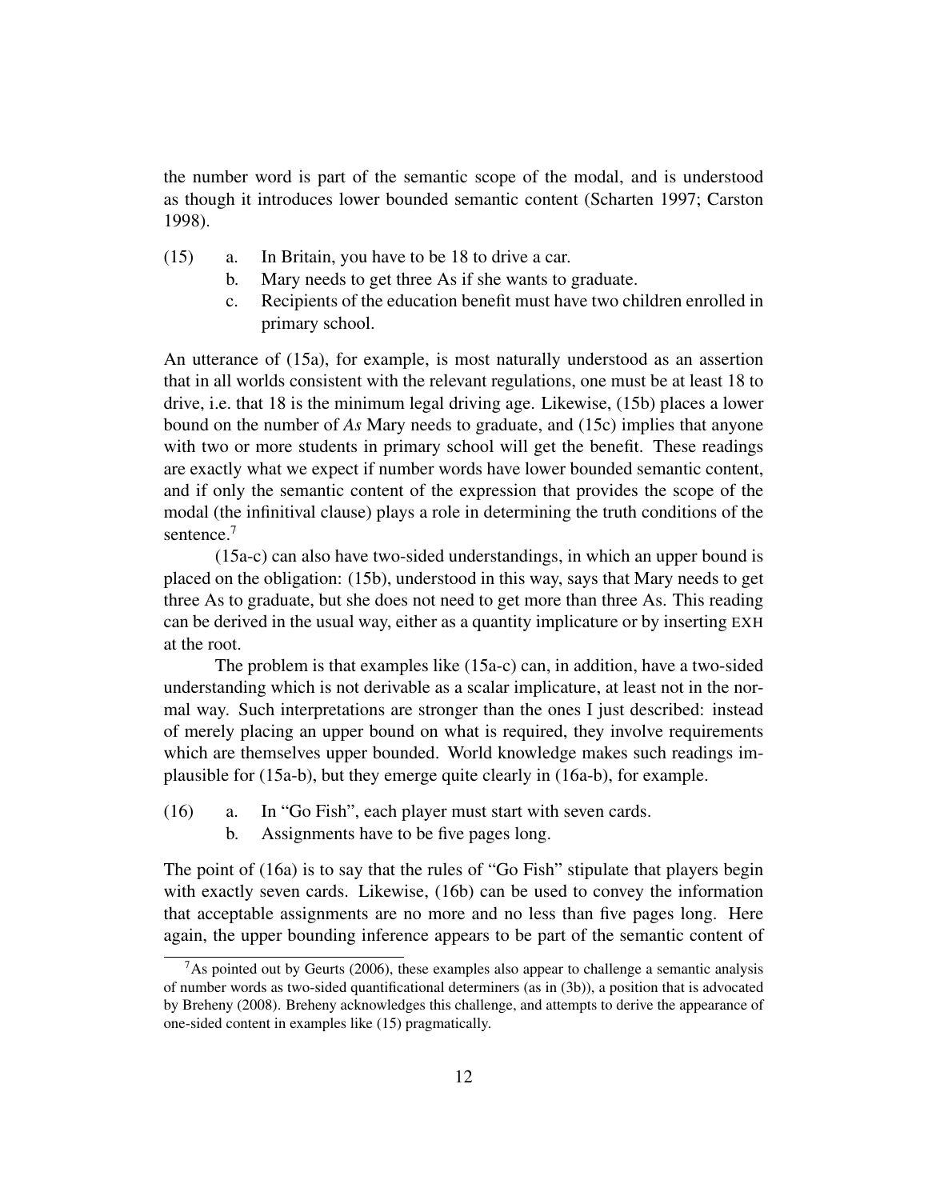the number word is part of the semantic scope of the modal, and is understood as though it introduces lower bounded semantic content (Scharten 1997; Carston 1998).

(15) a. In Britain, you have to be 18 to drive a car.
 b. Mary needs to get three As if she wants to graduate.
 c. Recipients of the education benefit must have two children enrolled in primary school.

An utterance of (15a), for example, is most naturally understood as an assertion that in all worlds consistent with the relevant regulations, one must be at least 18 to drive, i.e. that 18 is the minimum legal driving age. Likewise, (15b) places a lower bound on the number of *As* Mary needs to graduate, and (15c) implies that anyone with two or more students in primary school will get the benefit. These readings are exactly what we expect if number words have lower bounded semantic content, and if only the semantic content of the expression that provides the scope of the modal (the infinitival clause) plays a role in determining the truth conditions of the sentence.[7]

(15a-c) can also have two-sided understandings, in which an upper bound is placed on the obligation: (15b), understood in this way, says that Mary needs to get three As to graduate, but she does not need to get more than three As. This reading can be derived in the usual way, either as a quantity implicature or by inserting EXH at the root.

The problem is that examples like (15a-c) can, in addition, have a two-sided understanding which is not derivable as a scalar implicature, at least not in the normal way. Such interpretations are stronger than the ones I just described: instead of merely placing an upper bound on what is required, they involve requirements which are themselves upper bounded. World knowledge makes such readings implausible for (15a-b), but they emerge quite clearly in (16a-b), for example.

(16) a. In "Go Fish", each player must start with seven cards.
 b. Assignments have to be five pages long.

The point of (16a) is to say that the rules of "Go Fish" stipulate that players begin with exactly seven cards. Likewise, (16b) can be used to convey the information that acceptable assignments are no more and no less than five pages long. Here again, the upper bounding inference appears to be part of the semantic content of

[7] As pointed out by Geurts (2006), these examples also appear to challenge a semantic analysis of number words as two-sided quantificational determiners (as in (3b)), a position that is advocated by Breheny (2008). Breheny acknowledges this challenge, and attempts to derive the appearance of one-sided content in examples like (15) pragmatically.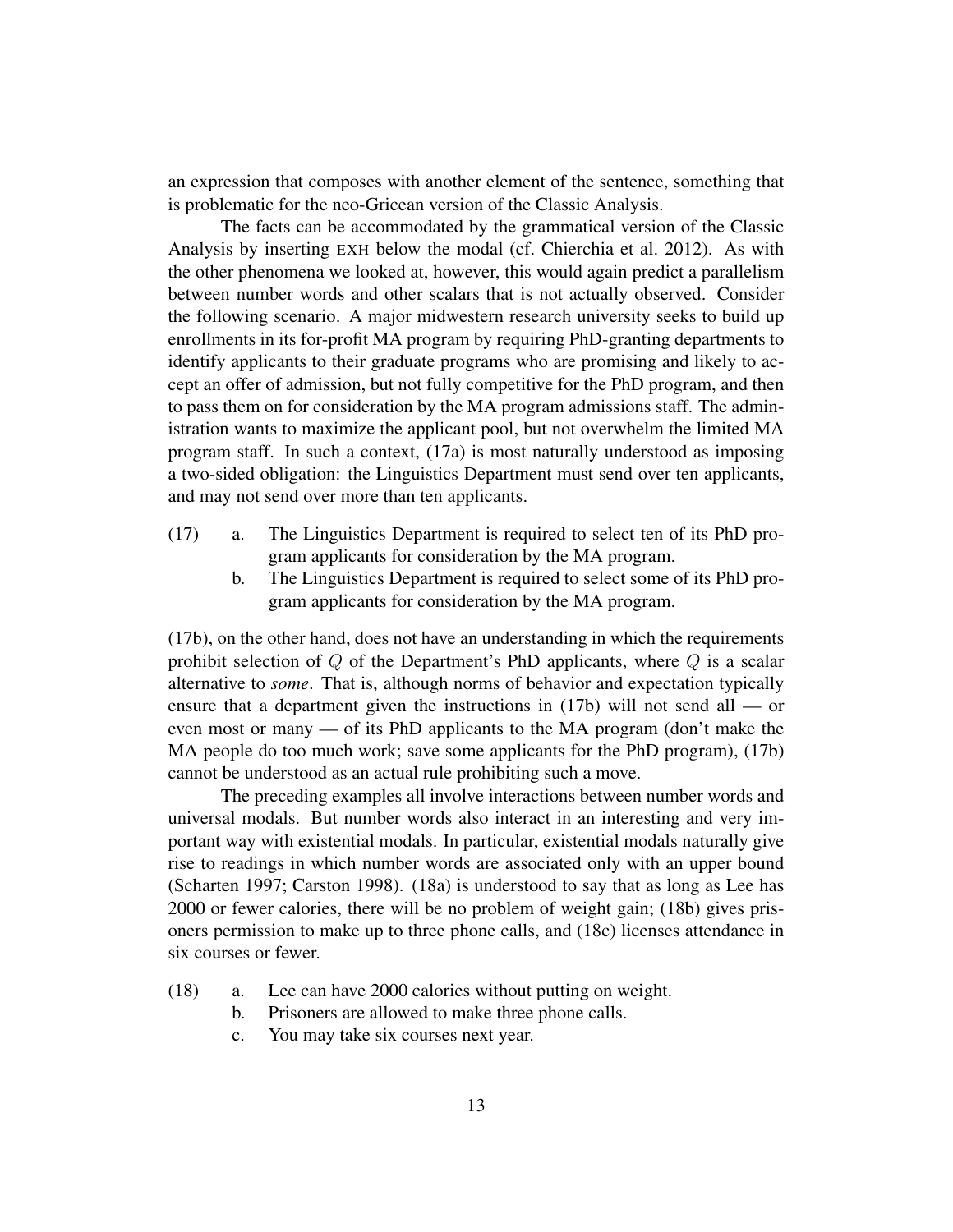an expression that composes with another element of the sentence, something that is problematic for the neo-Gricean version of the Classic Analysis.

The facts can be accommodated by the grammatical version of the Classic Analysis by inserting EXH below the modal (cf. Chierchia et al. 2012). As with the other phenomena we looked at, however, this would again predict a parallelism between number words and other scalars that is not actually observed. Consider the following scenario. A major midwestern research university seeks to build up enrollments in its for-profit MA program by requiring PhD-granting departments to identify applicants to their graduate programs who are promising and likely to accept an offer of admission, but not fully competitive for the PhD program, and then to pass them on for consideration by the MA program admissions staff. The administration wants to maximize the applicant pool, but not overwhelm the limited MA program staff. In such a context, (17a) is most naturally understood as imposing a two-sided obligation: the Linguistics Department must send over ten applicants, and may not send over more than ten applicants.

(17) a. The Linguistics Department is required to select ten of its PhD program applicants for consideration by the MA program.
b. The Linguistics Department is required to select some of its PhD program applicants for consideration by the MA program.

(17b), on the other hand, does not have an understanding in which the requirements prohibit selection of $Q$ of the Department's PhD applicants, where $Q$ is a scalar alternative to *some*. That is, although norms of behavior and expectation typically ensure that a department given the instructions in (17b) will not send all — or even most or many — of its PhD applicants to the MA program (don't make the MA people do too much work; save some applicants for the PhD program), (17b) cannot be understood as an actual rule prohibiting such a move.

The preceding examples all involve interactions between number words and universal modals. But number words also interact in an interesting and very important way with existential modals. In particular, existential modals naturally give rise to readings in which number words are associated only with an upper bound (Scharten 1997; Carston 1998). (18a) is understood to say that as long as Lee has 2000 or fewer calories, there will be no problem of weight gain; (18b) gives prisoners permission to make up to three phone calls, and (18c) licenses attendance in six courses or fewer.

(18) a. Lee can have 2000 calories without putting on weight.
b. Prisoners are allowed to make three phone calls.
c. You may take six courses next year.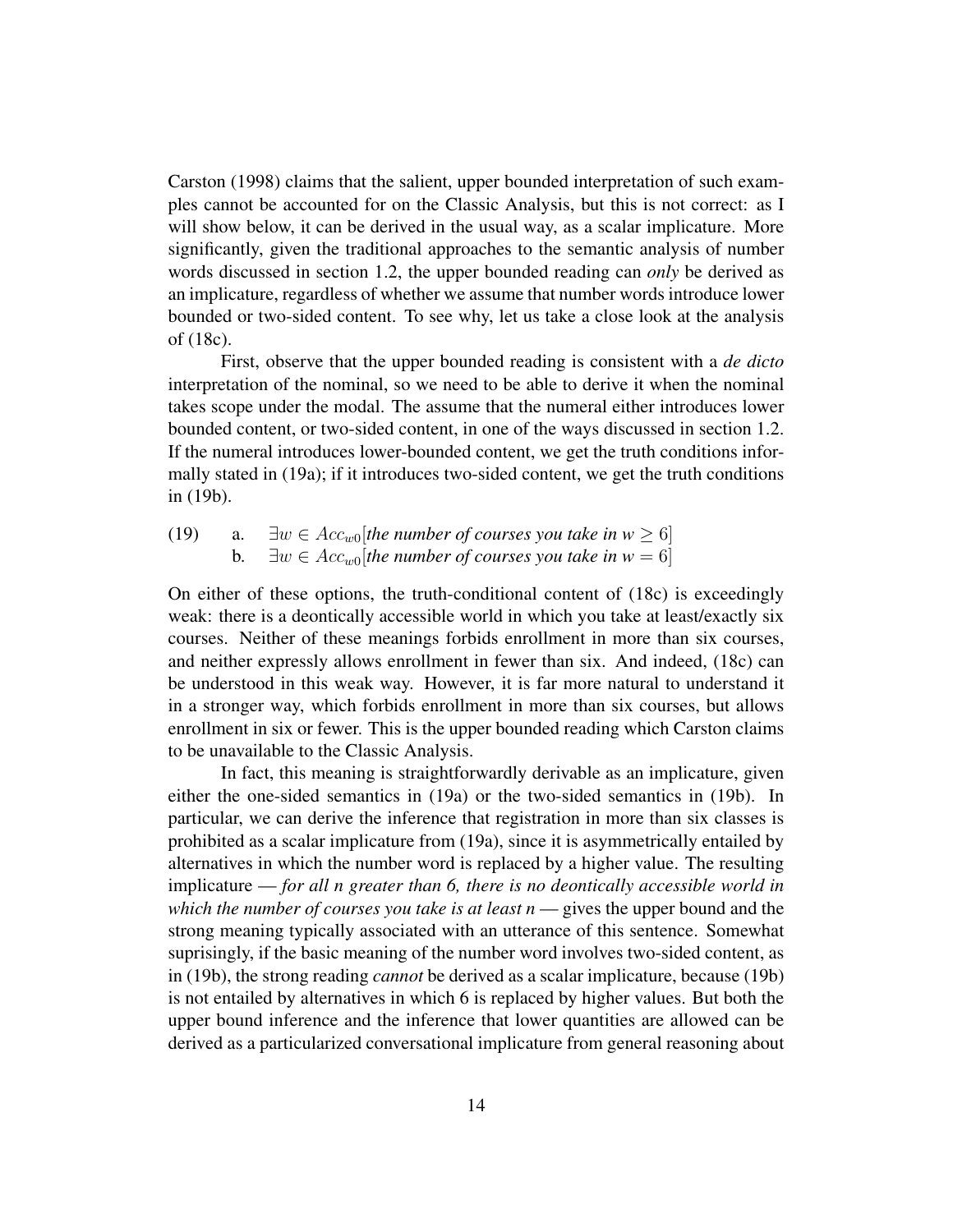Carston (1998) claims that the salient, upper bounded interpretation of such examples cannot be accounted for on the Classic Analysis, but this is not correct: as I will show below, it can be derived in the usual way, as a scalar implicature. More significantly, given the traditional approaches to the semantic analysis of number words discussed in section 1.2, the upper bounded reading can *only* be derived as an implicature, regardless of whether we assume that number words introduce lower bounded or two-sided content. To see why, let us take a close look at the analysis of (18c).

First, observe that the upper bounded reading is consistent with a *de dicto* interpretation of the nominal, so we need to be able to derive it when the nominal takes scope under the modal. The assume that the numeral either introduces lower bounded content, or two-sided content, in one of the ways discussed in section 1.2. If the numeral introduces lower-bounded content, we get the truth conditions informally stated in (19a); if it introduces two-sided content, we get the truth conditions in (19b).

(19) a. $\exists w \in Acc_{w0}[$*the number of courses you take in w* $\geq 6]$
b. $\exists w \in Acc_{w0}[$*the number of courses you take in w* $= 6]$

On either of these options, the truth-conditional content of (18c) is exceedingly weak: there is a deontically accessible world in which you take at least/exactly six courses. Neither of these meanings forbids enrollment in more than six courses, and neither expressly allows enrollment in fewer than six. And indeed, (18c) can be understood in this weak way. However, it is far more natural to understand it in a stronger way, which forbids enrollment in more than six courses, but allows enrollment in six or fewer. This is the upper bounded reading which Carston claims to be unavailable to the Classic Analysis.

In fact, this meaning is straightforwardly derivable as an implicature, given either the one-sided semantics in (19a) or the two-sided semantics in (19b). In particular, we can derive the inference that registration in more than six classes is prohibited as a scalar implicature from (19a), since it is asymmetrically entailed by alternatives in which the number word is replaced by a higher value. The resulting implicature — *for all n greater than 6, there is no deontically accessible world in which the number of courses you take is at least n* — gives the upper bound and the strong meaning typically associated with an utterance of this sentence. Somewhat suprisingly, if the basic meaning of the number word involves two-sided content, as in (19b), the strong reading *cannot* be derived as a scalar implicature, because (19b) is not entailed by alternatives in which 6 is replaced by higher values. But both the upper bound inference and the inference that lower quantities are allowed can be derived as a particularized conversational implicature from general reasoning about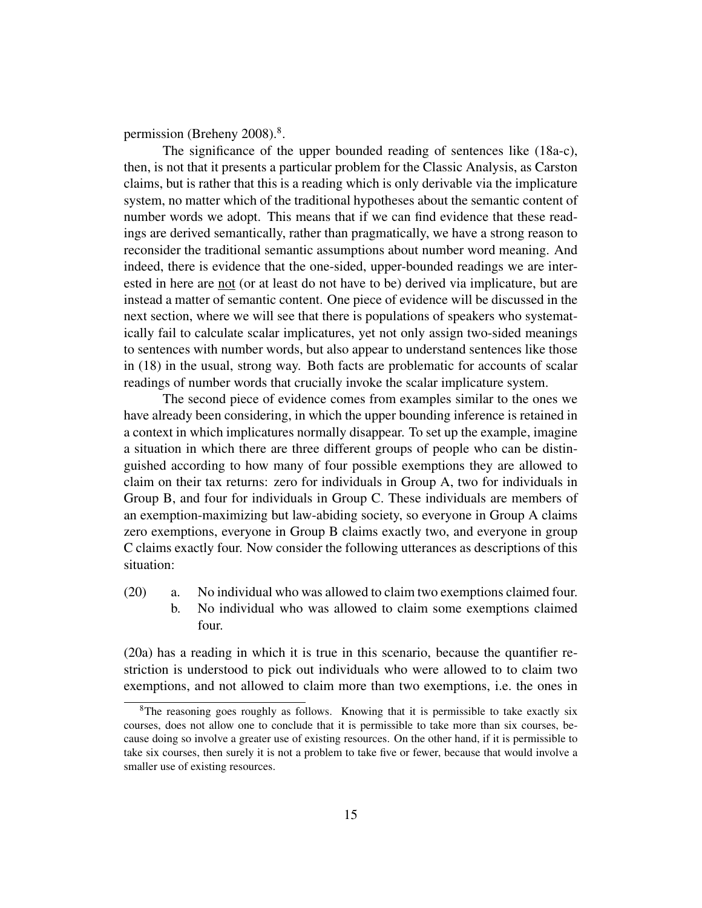permission (Breheny 2008).[8].

The significance of the upper bounded reading of sentences like (18a-c), then, is not that it presents a particular problem for the Classic Analysis, as Carston claims, but is rather that this is a reading which is only derivable via the implicature system, no matter which of the traditional hypotheses about the semantic content of number words we adopt. This means that if we can find evidence that these readings are derived semantically, rather than pragmatically, we have a strong reason to reconsider the traditional semantic assumptions about number word meaning. And indeed, there is evidence that the one-sided, upper-bounded readings we are interested in here are <u>not</u> (or at least do not have to be) derived via implicature, but are instead a matter of semantic content. One piece of evidence will be discussed in the next section, where we will see that there is populations of speakers who systematically fail to calculate scalar implicatures, yet not only assign two-sided meanings to sentences with number words, but also appear to understand sentences like those in (18) in the usual, strong way. Both facts are problematic for accounts of scalar readings of number words that crucially invoke the scalar implicature system.

The second piece of evidence comes from examples similar to the ones we have already been considering, in which the upper bounding inference is retained in a context in which implicatures normally disappear. To set up the example, imagine a situation in which there are three different groups of people who can be distinguished according to how many of four possible exemptions they are allowed to claim on their tax returns: zero for individuals in Group A, two for individuals in Group B, and four for individuals in Group C. These individuals are members of an exemption-maximizing but law-abiding society, so everyone in Group A claims zero exemptions, everyone in Group B claims exactly two, and everyone in group C claims exactly four. Now consider the following utterances as descriptions of this situation:

(20) a. No individual who was allowed to claim two exemptions claimed four.
     b. No individual who was allowed to claim some exemptions claimed four.

(20a) has a reading in which it is true in this scenario, because the quantifier restriction is understood to pick out individuals who were allowed to to claim two exemptions, and not allowed to claim more than two exemptions, i.e. the ones in

---

[8] The reasoning goes roughly as follows. Knowing that it is permissible to take exactly six courses, does not allow one to conclude that it is permissible to take more than six courses, because doing so involve a greater use of existing resources. On the other hand, if it is permissible to take six courses, then surely it is not a problem to take five or fewer, because that would involve a smaller use of existing resources.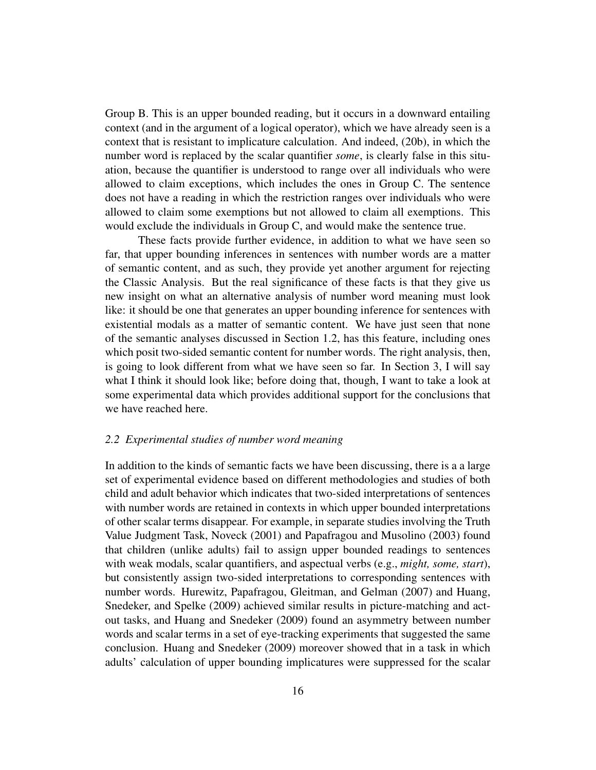Group B. This is an upper bounded reading, but it occurs in a downward entailing context (and in the argument of a logical operator), which we have already seen is a context that is resistant to implicature calculation. And indeed, (20b), in which the number word is replaced by the scalar quantifier *some*, is clearly false in this situation, because the quantifier is understood to range over all individuals who were allowed to claim exceptions, which includes the ones in Group C. The sentence does not have a reading in which the restriction ranges over individuals who were allowed to claim some exemptions but not allowed to claim all exemptions. This would exclude the individuals in Group C, and would make the sentence true.

These facts provide further evidence, in addition to what we have seen so far, that upper bounding inferences in sentences with number words are a matter of semantic content, and as such, they provide yet another argument for rejecting the Classic Analysis. But the real significance of these facts is that they give us new insight on what an alternative analysis of number word meaning must look like: it should be one that generates an upper bounding inference for sentences with existential modals as a matter of semantic content. We have just seen that none of the semantic analyses discussed in Section 1.2, has this feature, including ones which posit two-sided semantic content for number words. The right analysis, then, is going to look different from what we have seen so far. In Section 3, I will say what I think it should look like; before doing that, though, I want to take a look at some experimental data which provides additional support for the conclusions that we have reached here.

### *2.2 Experimental studies of number word meaning*

In addition to the kinds of semantic facts we have been discussing, there is a a large set of experimental evidence based on different methodologies and studies of both child and adult behavior which indicates that two-sided interpretations of sentences with number words are retained in contexts in which upper bounded interpretations of other scalar terms disappear. For example, in separate studies involving the Truth Value Judgment Task, Noveck (2001) and Papafragou and Musolino (2003) found that children (unlike adults) fail to assign upper bounded readings to sentences with weak modals, scalar quantifiers, and aspectual verbs (e.g., *might, some, start*), but consistently assign two-sided interpretations to corresponding sentences with number words. Hurewitz, Papafragou, Gleitman, and Gelman (2007) and Huang, Snedeker, and Spelke (2009) achieved similar results in picture-matching and act-out tasks, and Huang and Snedeker (2009) found an asymmetry between number words and scalar terms in a set of eye-tracking experiments that suggested the same conclusion. Huang and Snedeker (2009) moreover showed that in a task in which adults' calculation of upper bounding implicatures were suppressed for the scalar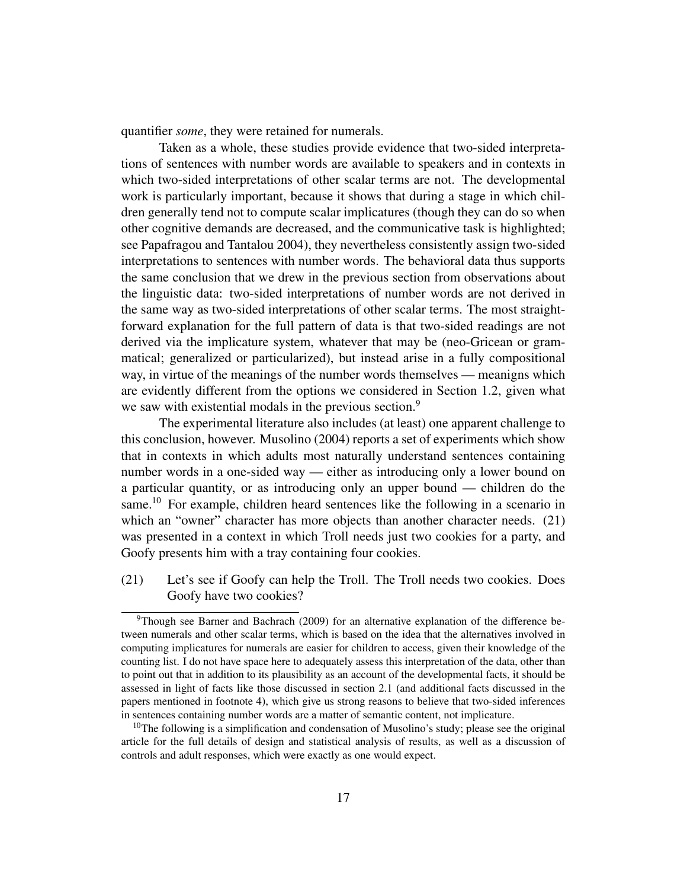quantifier *some*, they were retained for numerals.

Taken as a whole, these studies provide evidence that two-sided interpretations of sentences with number words are available to speakers and in contexts in which two-sided interpretations of other scalar terms are not. The developmental work is particularly important, because it shows that during a stage in which children generally tend not to compute scalar implicatures (though they can do so when other cognitive demands are decreased, and the communicative task is highlighted; see Papafragou and Tantalou 2004), they nevertheless consistently assign two-sided interpretations to sentences with number words. The behavioral data thus supports the same conclusion that we drew in the previous section from observations about the linguistic data: two-sided interpretations of number words are not derived in the same way as two-sided interpretations of other scalar terms. The most straightforward explanation for the full pattern of data is that two-sided readings are not derived via the implicature system, whatever that may be (neo-Gricean or grammatical; generalized or particularized), but instead arise in a fully compositional way, in virtue of the meanings of the number words themselves — meanigns which are evidently different from the options we considered in Section 1.2, given what we saw with existential modals in the previous section.[9]

The experimental literature also includes (at least) one apparent challenge to this conclusion, however. Musolino (2004) reports a set of experiments which show that in contexts in which adults most naturally understand sentences containing number words in a one-sided way — either as introducing only a lower bound on a particular quantity, or as introducing only an upper bound — children do the same.[10] For example, children heard sentences like the following in a scenario in which an "owner" character has more objects than another character needs. (21) was presented in a context in which Troll needs just two cookies for a party, and Goofy presents him with a tray containing four cookies.

(21) Let's see if Goofy can help the Troll. The Troll needs two cookies. Does Goofy have two cookies?

[9] Though see Barner and Bachrach (2009) for an alternative explanation of the difference between numerals and other scalar terms, which is based on the idea that the alternatives involved in computing implicatures for numerals are easier for children to access, given their knowledge of the counting list. I do not have space here to adequately assess this interpretation of the data, other than to point out that in addition to its plausibility as an account of the developmental facts, it should be assessed in light of facts like those discussed in section 2.1 (and additional facts discussed in the papers mentioned in footnote 4), which give us strong reasons to believe that two-sided inferences in sentences containing number words are a matter of semantic content, not implicature.

[10] The following is a simplification and condensation of Musolino's study; please see the original article for the full details of design and statistical analysis of results, as well as a discussion of controls and adult responses, which were exactly as one would expect.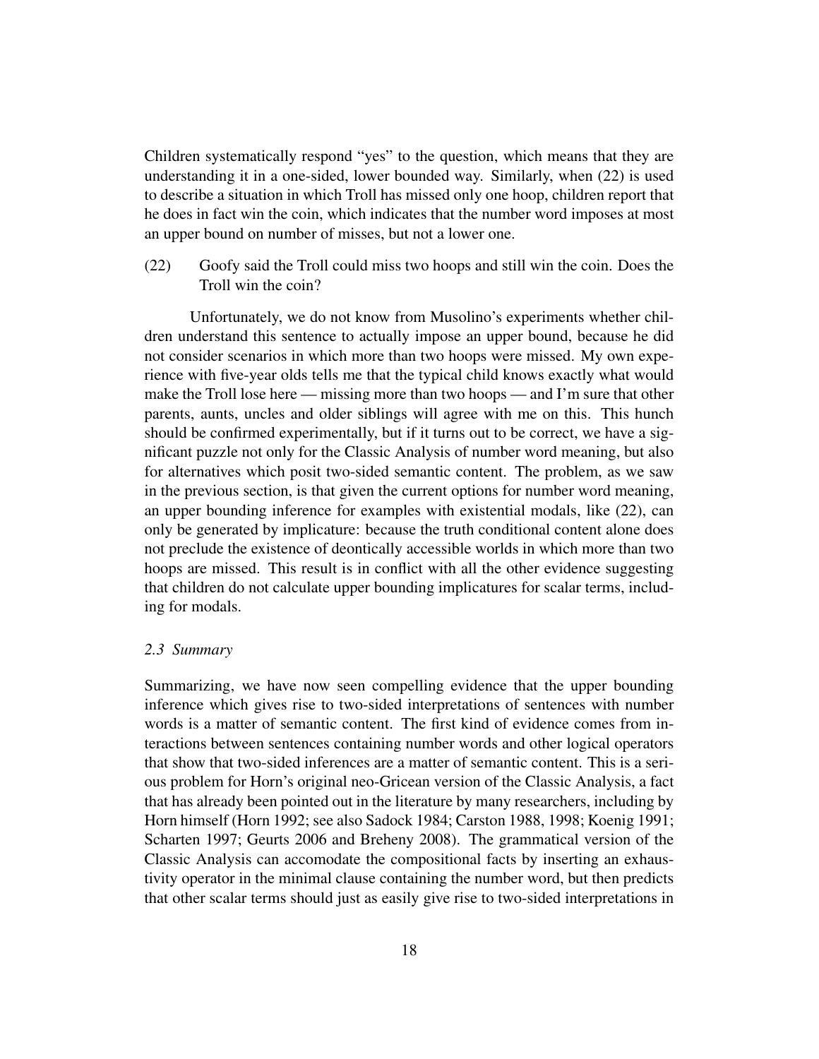Children systematically respond "yes" to the question, which means that they are understanding it in a one-sided, lower bounded way. Similarly, when (22) is used to describe a situation in which Troll has missed only one hoop, children report that he does in fact win the coin, which indicates that the number word imposes at most an upper bound on number of misses, but not a lower one.

(22) Goofy said the Troll could miss two hoops and still win the coin. Does the Troll win the coin?

Unfortunately, we do not know from Musolino's experiments whether children understand this sentence to actually impose an upper bound, because he did not consider scenarios in which more than two hoops were missed. My own experience with five-year olds tells me that the typical child knows exactly what would make the Troll lose here — missing more than two hoops — and I'm sure that other parents, aunts, uncles and older siblings will agree with me on this. This hunch should be confirmed experimentally, but if it turns out to be correct, we have a significant puzzle not only for the Classic Analysis of number word meaning, but also for alternatives which posit two-sided semantic content. The problem, as we saw in the previous section, is that given the current options for number word meaning, an upper bounding inference for examples with existential modals, like (22), can only be generated by implicature: because the truth conditional content alone does not preclude the existence of deontically accessible worlds in which more than two hoops are missed. This result is in conflict with all the other evidence suggesting that children do not calculate upper bounding implicatures for scalar terms, including for modals.

### *2.3 Summary*

Summarizing, we have now seen compelling evidence that the upper bounding inference which gives rise to two-sided interpretations of sentences with number words is a matter of semantic content. The first kind of evidence comes from interactions between sentences containing number words and other logical operators that show that two-sided inferences are a matter of semantic content. This is a serious problem for Horn's original neo-Gricean version of the Classic Analysis, a fact that has already been pointed out in the literature by many researchers, including by Horn himself (Horn 1992; see also Sadock 1984; Carston 1988, 1998; Koenig 1991; Scharten 1997; Geurts 2006 and Breheny 2008). The grammatical version of the Classic Analysis can accomodate the compositional facts by inserting an exhaustivity operator in the minimal clause containing the number word, but then predicts that other scalar terms should just as easily give rise to two-sided interpretations in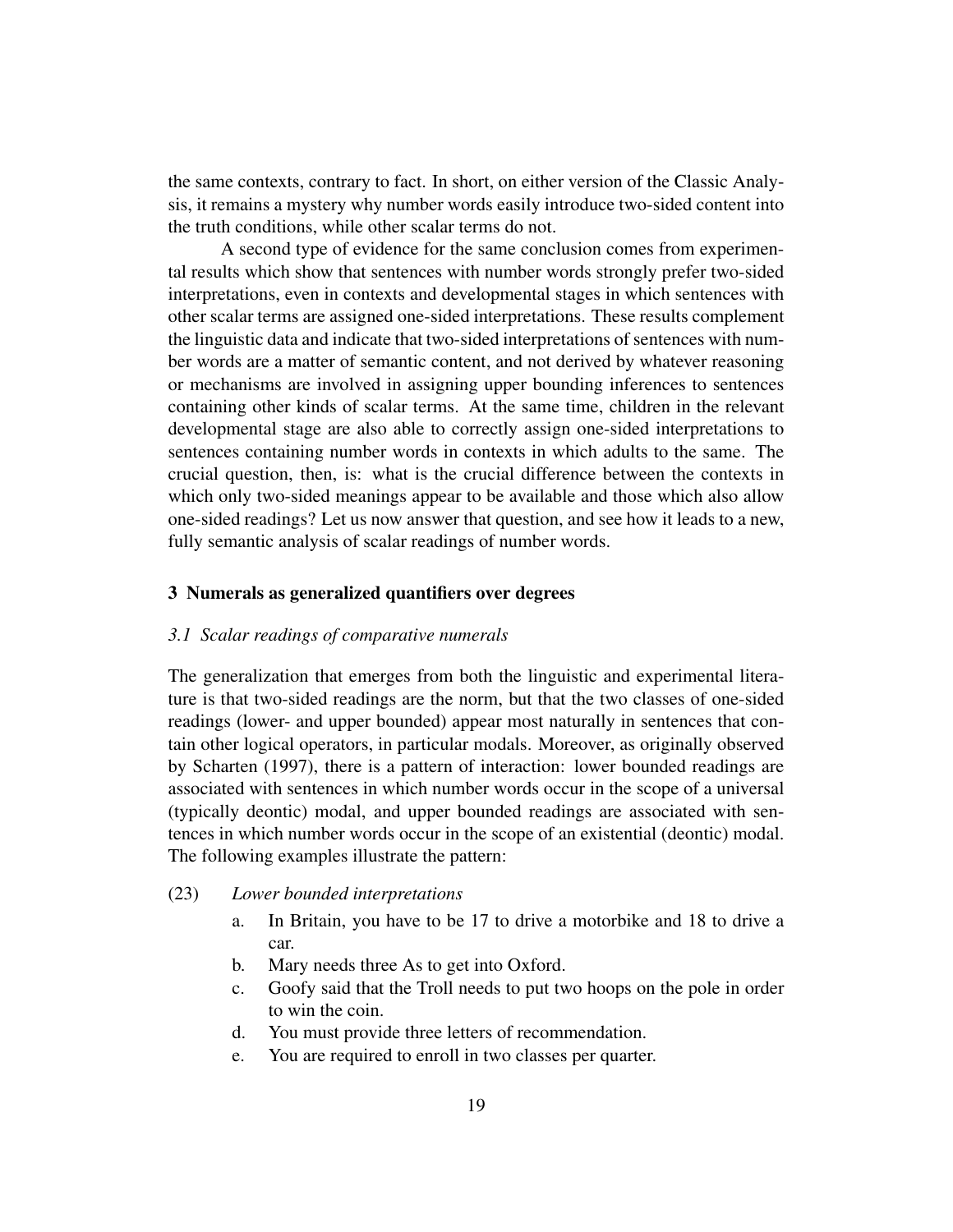the same contexts, contrary to fact. In short, on either version of the Classic Analysis, it remains a mystery why number words easily introduce two-sided content into the truth conditions, while other scalar terms do not.

A second type of evidence for the same conclusion comes from experimental results which show that sentences with number words strongly prefer two-sided interpretations, even in contexts and developmental stages in which sentences with other scalar terms are assigned one-sided interpretations. These results complement the linguistic data and indicate that two-sided interpretations of sentences with number words are a matter of semantic content, and not derived by whatever reasoning or mechanisms are involved in assigning upper bounding inferences to sentences containing other kinds of scalar terms. At the same time, children in the relevant developmental stage are also able to correctly assign one-sided interpretations to sentences containing number words in contexts in which adults to the same. The crucial question, then, is: what is the crucial difference between the contexts in which only two-sided meanings appear to be available and those which also allow one-sided readings? Let us now answer that question, and see how it leads to a new, fully semantic analysis of scalar readings of number words.

## 3 Numerals as generalized quantifiers over degrees

### *3.1 Scalar readings of comparative numerals*

The generalization that emerges from both the linguistic and experimental literature is that two-sided readings are the norm, but that the two classes of one-sided readings (lower- and upper bounded) appear most naturally in sentences that contain other logical operators, in particular modals. Moreover, as originally observed by Scharten (1997), there is a pattern of interaction: lower bounded readings are associated with sentences in which number words occur in the scope of a universal (typically deontic) modal, and upper bounded readings are associated with sentences in which number words occur in the scope of an existential (deontic) modal. The following examples illustrate the pattern:

(23) *Lower bounded interpretations*

a. In Britain, you have to be 17 to drive a motorbike and 18 to drive a car.

b. Mary needs three As to get into Oxford.

c. Goofy said that the Troll needs to put two hoops on the pole in order to win the coin.

d. You must provide three letters of recommendation.

e. You are required to enroll in two classes per quarter.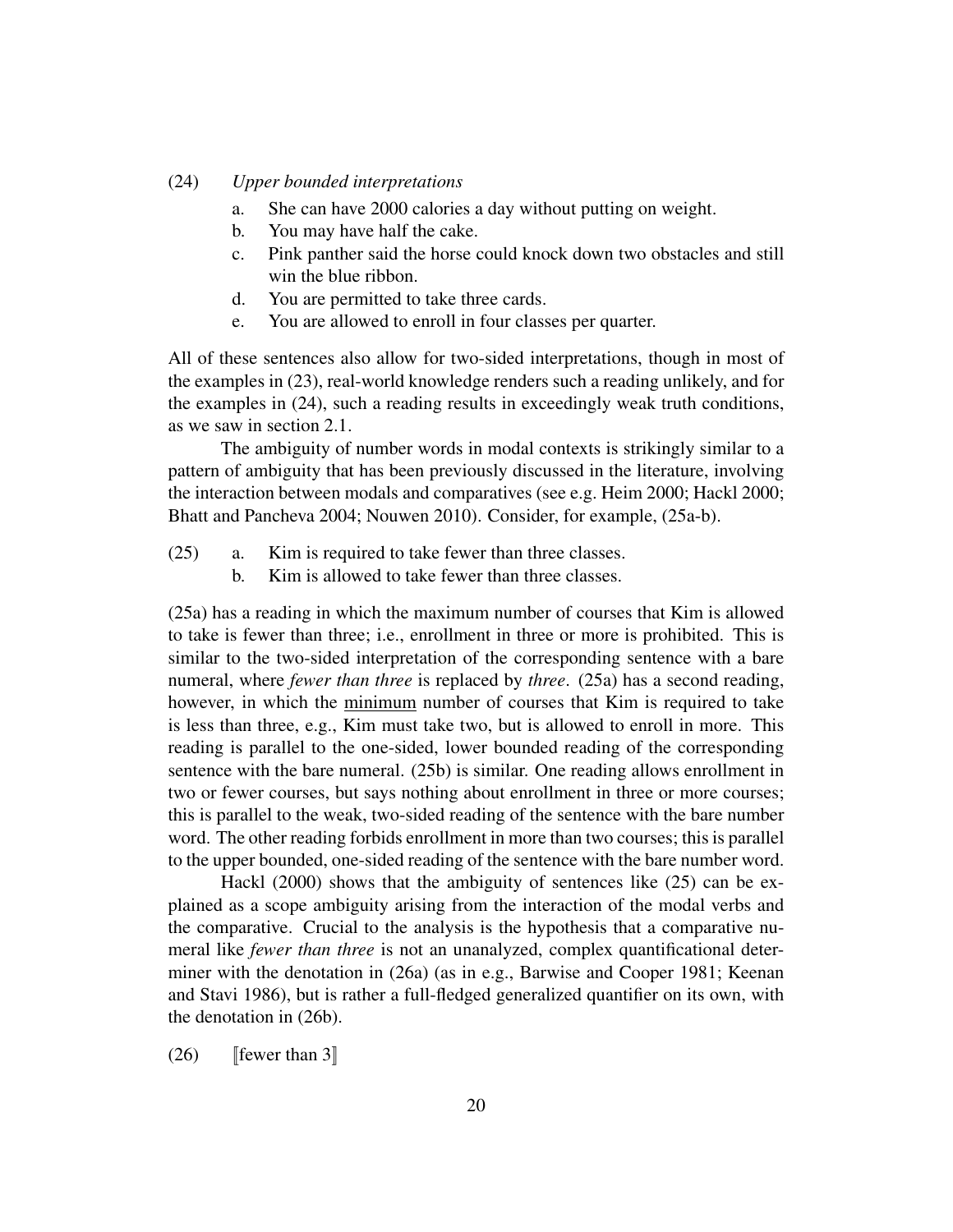(24) *Upper bounded interpretations*

a. She can have 2000 calories a day without putting on weight.
b. You may have half the cake.
c. Pink panther said the horse could knock down two obstacles and still win the blue ribbon.
d. You are permitted to take three cards.
e. You are allowed to enroll in four classes per quarter.

All of these sentences also allow for two-sided interpretations, though in most of the examples in (23), real-world knowledge renders such a reading unlikely, and for the examples in (24), such a reading results in exceedingly weak truth conditions, as we saw in section 2.1.

The ambiguity of number words in modal contexts is strikingly similar to a pattern of ambiguity that has been previously discussed in the literature, involving the interaction between modals and comparatives (see e.g. Heim 2000; Hackl 2000; Bhatt and Pancheva 2004; Nouwen 2010). Consider, for example, (25a-b).

(25) a. Kim is required to take fewer than three classes.
b. Kim is allowed to take fewer than three classes.

(25a) has a reading in which the maximum number of courses that Kim is allowed to take is fewer than three; i.e., enrollment in three or more is prohibited. This is similar to the two-sided interpretation of the corresponding sentence with a bare numeral, where *fewer than three* is replaced by *three*. (25a) has a second reading, however, in which the minimum number of courses that Kim is required to take is less than three, e.g., Kim must take two, but is allowed to enroll in more. This reading is parallel to the one-sided, lower bounded reading of the corresponding sentence with the bare numeral. (25b) is similar. One reading allows enrollment in two or fewer courses, but says nothing about enrollment in three or more courses; this is parallel to the weak, two-sided reading of the sentence with the bare number word. The other reading forbids enrollment in more than two courses; this is parallel to the upper bounded, one-sided reading of the sentence with the bare number word.

Hackl (2000) shows that the ambiguity of sentences like (25) can be explained as a scope ambiguity arising from the interaction of the modal verbs and the comparative. Crucial to the analysis is the hypothesis that a comparative numeral like *fewer than three* is not an unanalyzed, complex quantificational determiner with the denotation in (26a) (as in e.g., Barwise and Cooper 1981; Keenan and Stavi 1986), but is rather a full-fledged generalized quantifier on its own, with the denotation in (26b).

(26) $[\![\text{fewer than 3}]\!]$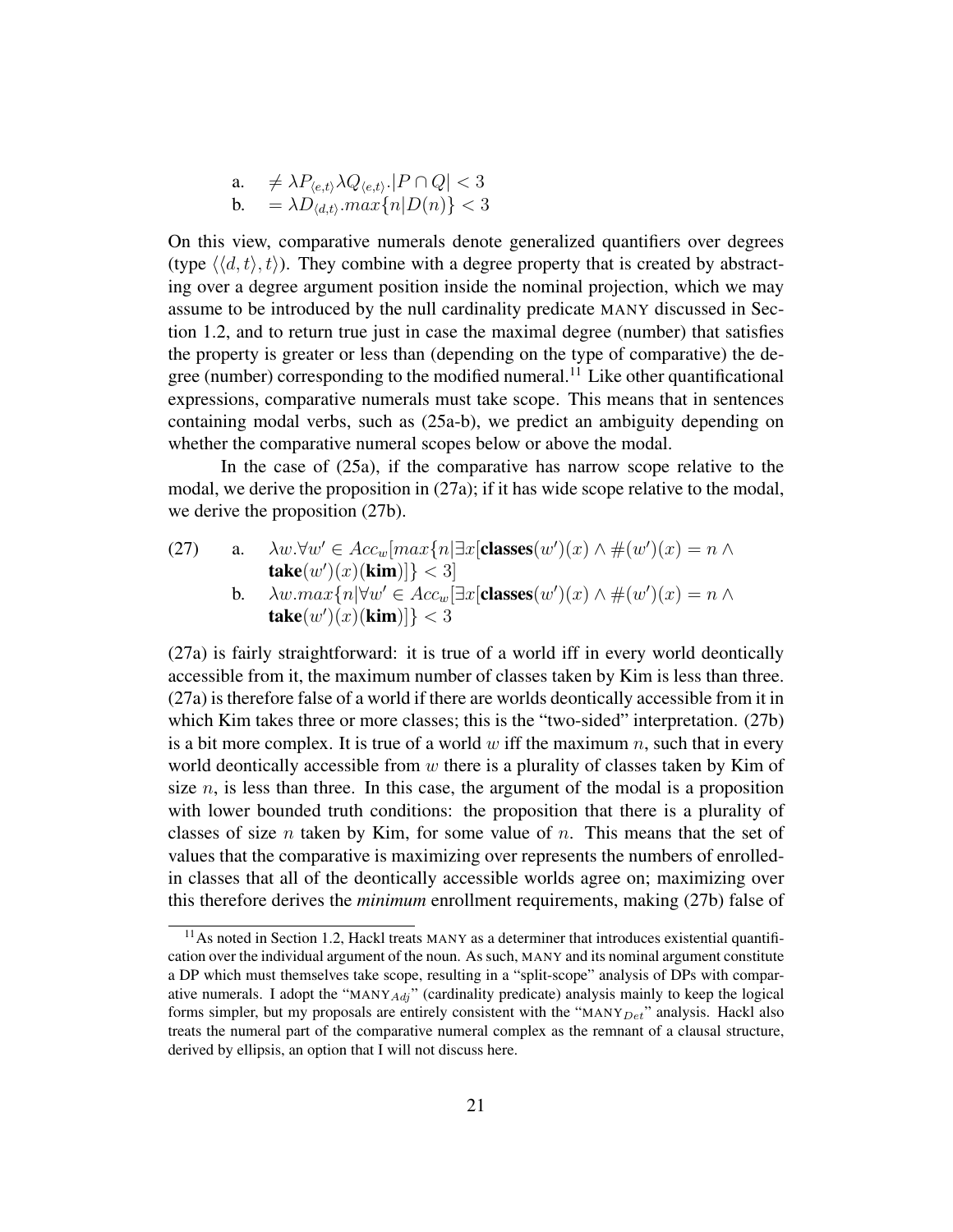a. $\neq \lambda P_{\langle e,t\rangle} \lambda Q_{\langle e,t\rangle}.|P \cap Q| < 3$

b. $= \lambda D_{\langle d,t\rangle}.max\{n|D(n)\} < 3$

On this view, comparative numerals denote generalized quantifiers over degrees (type $\langle\langle d,t\rangle,t\rangle$). They combine with a degree property that is created by abstracting over a degree argument position inside the nominal projection, which we may assume to be introduced by the null cardinality predicate MANY discussed in Section 1.2, and to return true just in case the maximal degree (number) that satisfies the property is greater or less than (depending on the type of comparative) the degree (number) corresponding to the modified numeral.[11] Like other quantificational expressions, comparative numerals must take scope. This means that in sentences containing modal verbs, such as (25a-b), we predict an ambiguity depending on whether the comparative numeral scopes below or above the modal.

In the case of (25a), if the comparative has narrow scope relative to the modal, we derive the proposition in (27a); if it has wide scope relative to the modal, we derive the proposition (27b).

(27) a. $\lambda w.\forall w' \in Acc_w[max\{n|\exists x[\textbf{classes}(w')(x) \wedge \#(w')(x) = n \wedge \textbf{take}(w')(x)(\textbf{kim})]\} < 3]$

b. $\lambda w.max\{n|\forall w' \in Acc_w[\exists x[\textbf{classes}(w')(x) \wedge \#(w')(x) = n \wedge \textbf{take}(w')(x)(\textbf{kim})]\} < 3$

(27a) is fairly straightforward: it is true of a world iff in every world deontically accessible from it, the maximum number of classes taken by Kim is less than three. (27a) is therefore false of a world if there are worlds deontically accessible from it in which Kim takes three or more classes; this is the "two-sided" interpretation. (27b) is a bit more complex. It is true of a world $w$ iff the maximum $n$, such that in every world deontically accessible from $w$ there is a plurality of classes taken by Kim of size $n$, is less than three. In this case, the argument of the modal is a proposition with lower bounded truth conditions: the proposition that there is a plurality of classes of size $n$ taken by Kim, for some value of $n$. This means that the set of values that the comparative is maximizing over represents the numbers of enrolled-in classes that all of the deontically accessible worlds agree on; maximizing over this therefore derives the *minimum* enrollment requirements, making (27b) false of

[11] As noted in Section 1.2, Hackl treats MANY as a determiner that introduces existential quantification over the individual argument of the noun. As such, MANY and its nominal argument constitute a DP which must themselves take scope, resulting in a "split-scope" analysis of DPs with comparative numerals. I adopt the "MANY$_{Adj}$" (cardinality predicate) analysis mainly to keep the logical forms simpler, but my proposals are entirely consistent with the "MANY$_{Det}$" analysis. Hackl also treats the numeral part of the comparative numeral complex as the remnant of a clausal structure, derived by ellipsis, an option that I will not discuss here.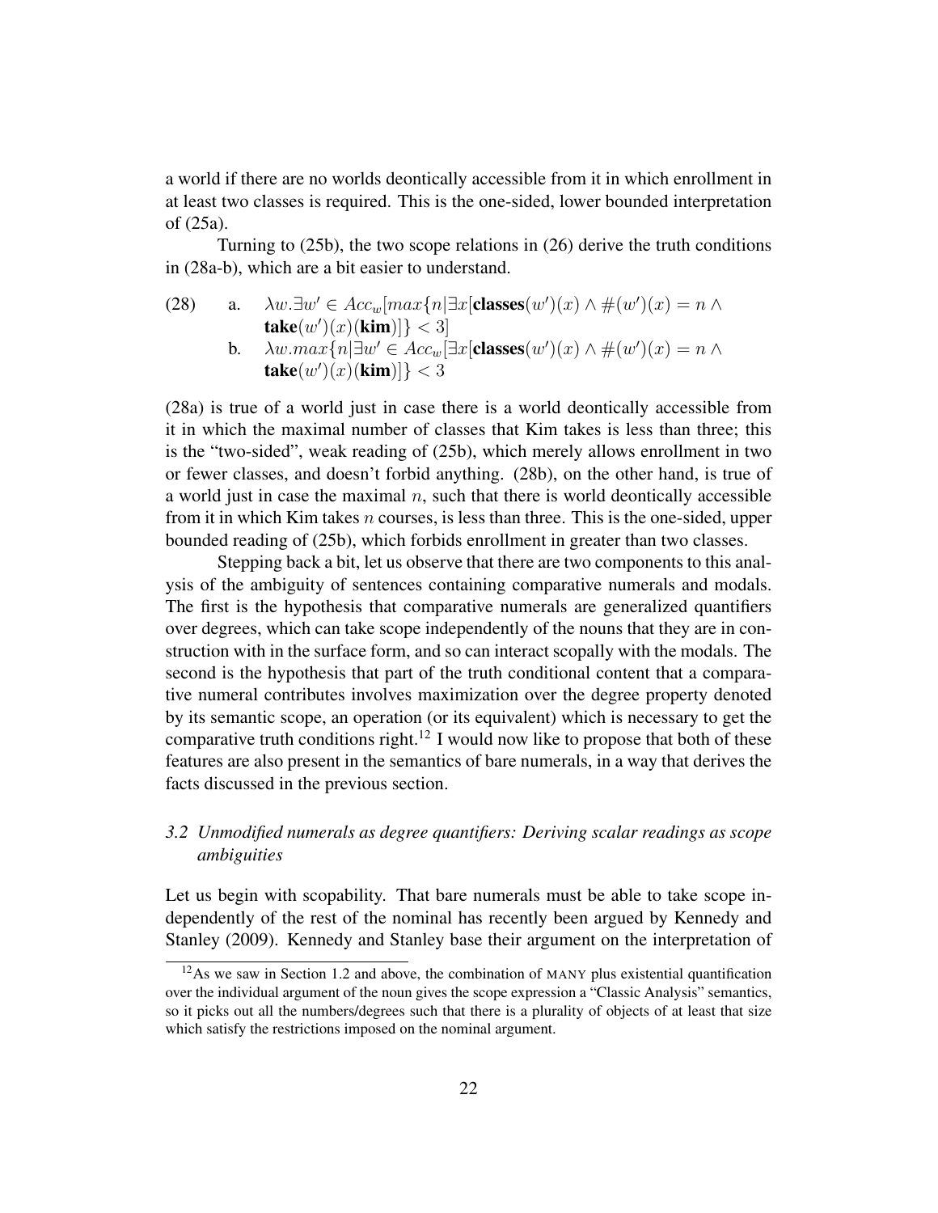a world if there are no worlds deontically accessible from it in which enrollment in at least two classes is required. This is the one-sided, lower bounded interpretation of (25a).

Turning to (25b), the two scope relations in (26) derive the truth conditions in (28a-b), which are a bit easier to understand.

(28) a. $\lambda w.\exists w' \in Acc_w[max\{n|\exists x[\textbf{classes}(w')(x) \wedge \#(w')(x) = n \wedge \textbf{take}(w')(x)(\textbf{kim})]\} < 3]$

b. $\lambda w.max\{n|\exists w' \in Acc_w[\exists x[\textbf{classes}(w')(x) \wedge \#(w')(x) = n \wedge \textbf{take}(w')(x)(\textbf{kim})]\} < 3$

(28a) is true of a world just in case there is a world deontically accessible from it in which the maximal number of classes that Kim takes is less than three; this is the "two-sided", weak reading of (25b), which merely allows enrollment in two or fewer classes, and doesn't forbid anything. (28b), on the other hand, is true of a world just in case the maximal $n$, such that there is world deontically accessible from it in which Kim takes $n$ courses, is less than three. This is the one-sided, upper bounded reading of (25b), which forbids enrollment in greater than two classes.

Stepping back a bit, let us observe that there are two components to this analysis of the ambiguity of sentences containing comparative numerals and modals. The first is the hypothesis that comparative numerals are generalized quantifiers over degrees, which can take scope independently of the nouns that they are in construction with in the surface form, and so can interact scopally with the modals. The second is the hypothesis that part of the truth conditional content that a comparative numeral contributes involves maximization over the degree property denoted by its semantic scope, an operation (or its equivalent) which is necessary to get the comparative truth conditions right.[12] I would now like to propose that both of these features are also present in the semantics of bare numerals, in a way that derives the facts discussed in the previous section.

### *3.2 Unmodified numerals as degree quantifiers: Deriving scalar readings as scope ambiguities*

Let us begin with scopability. That bare numerals must be able to take scope independently of the rest of the nominal has recently been argued by Kennedy and Stanley (2009). Kennedy and Stanley base their argument on the interpretation of

[12] As we saw in Section 1.2 and above, the combination of MANY plus existential quantification over the individual argument of the noun gives the scope expression a "Classic Analysis" semantics, so it picks out all the numbers/degrees such that there is a plurality of objects of at least that size which satisfy the restrictions imposed on the nominal argument.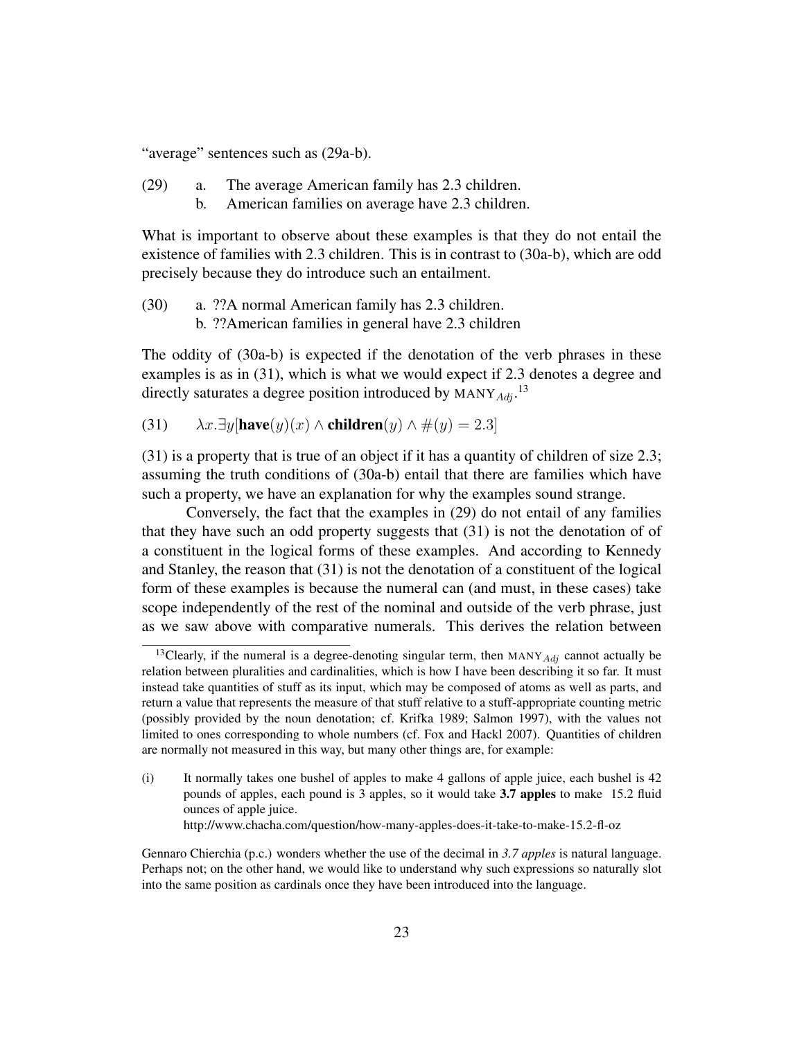"average" sentences such as (29a-b).

(29) a. The average American family has 2.3 children.
b. American families on average have 2.3 children.

What is important to observe about these examples is that they do not entail the existence of families with 2.3 children. This is in contrast to (30a-b), which are odd precisely because they do introduce such an entailment.

(30) a. ??A normal American family has 2.3 children.
b. ??American families in general have 2.3 children

The oddity of (30a-b) is expected if the denotation of the verb phrases in these examples is as in (31), which is what we would expect if 2.3 denotes a degree and directly saturates a degree position introduced by $\text{MANY}_{Adj}$.[13]

(31) $\lambda x.\exists y[\textbf{have}(y)(x) \wedge \textbf{children}(y) \wedge \#(y) = 2.3]$

(31) is a property that is true of an object if it has a quantity of children of size 2.3; assuming the truth conditions of (30a-b) entail that there are families which have such a property, we have an explanation for why the examples sound strange.

Conversely, the fact that the examples in (29) do not entail of any families that they have such an odd property suggests that (31) is not the denotation of of a constituent in the logical forms of these examples. And according to Kennedy and Stanley, the reason that (31) is not the denotation of a constituent of the logical form of these examples is because the numeral can (and must, in these cases) take scope independently of the rest of the nominal and outside of the verb phrase, just as we saw above with comparative numerals. This derives the relation between

[13]Clearly, if the numeral is a degree-denoting singular term, then $\text{MANY}_{Adj}$ cannot actually be relation between pluralities and cardinalities, which is how I have been describing it so far. It must instead take quantities of stuff as its input, which may be composed of atoms as well as parts, and return a value that represents the measure of that stuff relative to a stuff-appropriate counting metric (possibly provided by the noun denotation; cf. Krifka 1989; Salmon 1997), with the values not limited to ones corresponding to whole numbers (cf. Fox and Hackl 2007). Quantities of children are normally not measured in this way, but many other things are, for example:

(i) It normally takes one bushel of apples to make 4 gallons of apple juice, each bushel is 42 pounds of apples, each pound is 3 apples, so it would take **3.7 apples** to make 15.2 fluid ounces of apple juice.
http://www.chacha.com/question/how-many-apples-does-it-take-to-make-15.2-fl-oz

Gennaro Chierchia (p.c.) wonders whether the use of the decimal in *3.7 apples* is natural language. Perhaps not; on the other hand, we would like to understand why such expressions so naturally slot into the same position as cardinals once they have been introduced into the language.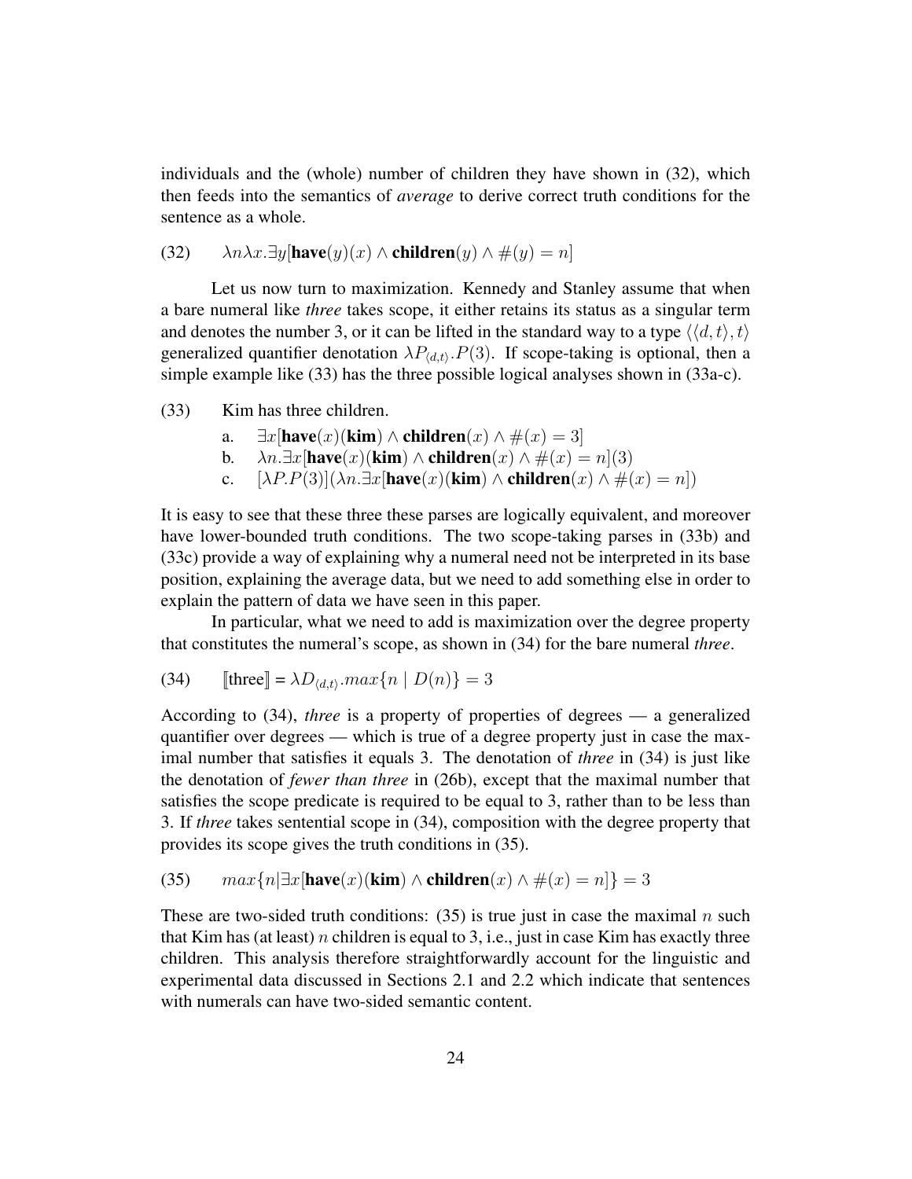individuals and the (whole) number of children they have shown in (32), which then feeds into the semantics of *average* to derive correct truth conditions for the sentence as a whole.

(32) $\lambda n \lambda x.\exists y[\textbf{have}(y)(x) \wedge \textbf{children}(y) \wedge \#(y) = n]$

Let us now turn to maximization. Kennedy and Stanley assume that when a bare numeral like *three* takes scope, it either retains its status as a singular term and denotes the number 3, or it can be lifted in the standard way to a type $\langle\langle d,t\rangle,t\rangle$ generalized quantifier denotation $\lambda P_{\langle d,t\rangle}.P(3)$. If scope-taking is optional, then a simple example like (33) has the three possible logical analyses shown in (33a-c).

(33) Kim has three children.

a. $\exists x[\textbf{have}(x)(\textbf{kim}) \wedge \textbf{children}(x) \wedge \#(x) = 3]$

b. $\lambda n.\exists x[\textbf{have}(x)(\textbf{kim}) \wedge \textbf{children}(x) \wedge \#(x) = n](3)$

c. $[\lambda P.P(3)](\lambda n.\exists x[\textbf{have}(x)(\textbf{kim}) \wedge \textbf{children}(x) \wedge \#(x) = n])$

It is easy to see that these three these parses are logically equivalent, and moreover have lower-bounded truth conditions. The two scope-taking parses in (33b) and (33c) provide a way of explaining why a numeral need not be interpreted in its base position, explaining the average data, but we need to add something else in order to explain the pattern of data we have seen in this paper.

In particular, what we need to add is maximization over the degree property that constitutes the numeral's scope, as shown in (34) for the bare numeral *three*.

(34) $[\![\text{three}]\!] = \lambda D_{\langle d,t\rangle}.max\{n \mid D(n)\} = 3$

According to (34), *three* is a property of properties of degrees — a generalized quantifier over degrees — which is true of a degree property just in case the maximal number that satisfies it equals 3. The denotation of *three* in (34) is just like the denotation of *fewer than three* in (26b), except that the maximal number that satisfies the scope predicate is required to be equal to 3, rather than to be less than 3. If *three* takes sentential scope in (34), composition with the degree property that provides its scope gives the truth conditions in (35).

(35) $max\{n|\exists x[\textbf{have}(x)(\textbf{kim}) \wedge \textbf{children}(x) \wedge \#(x) = n]\} = 3$

These are two-sided truth conditions: (35) is true just in case the maximal $n$ such that Kim has (at least) $n$ children is equal to 3, i.e., just in case Kim has exactly three children. This analysis therefore straightforwardly account for the linguistic and experimental data discussed in Sections 2.1 and 2.2 which indicate that sentences with numerals can have two-sided semantic content.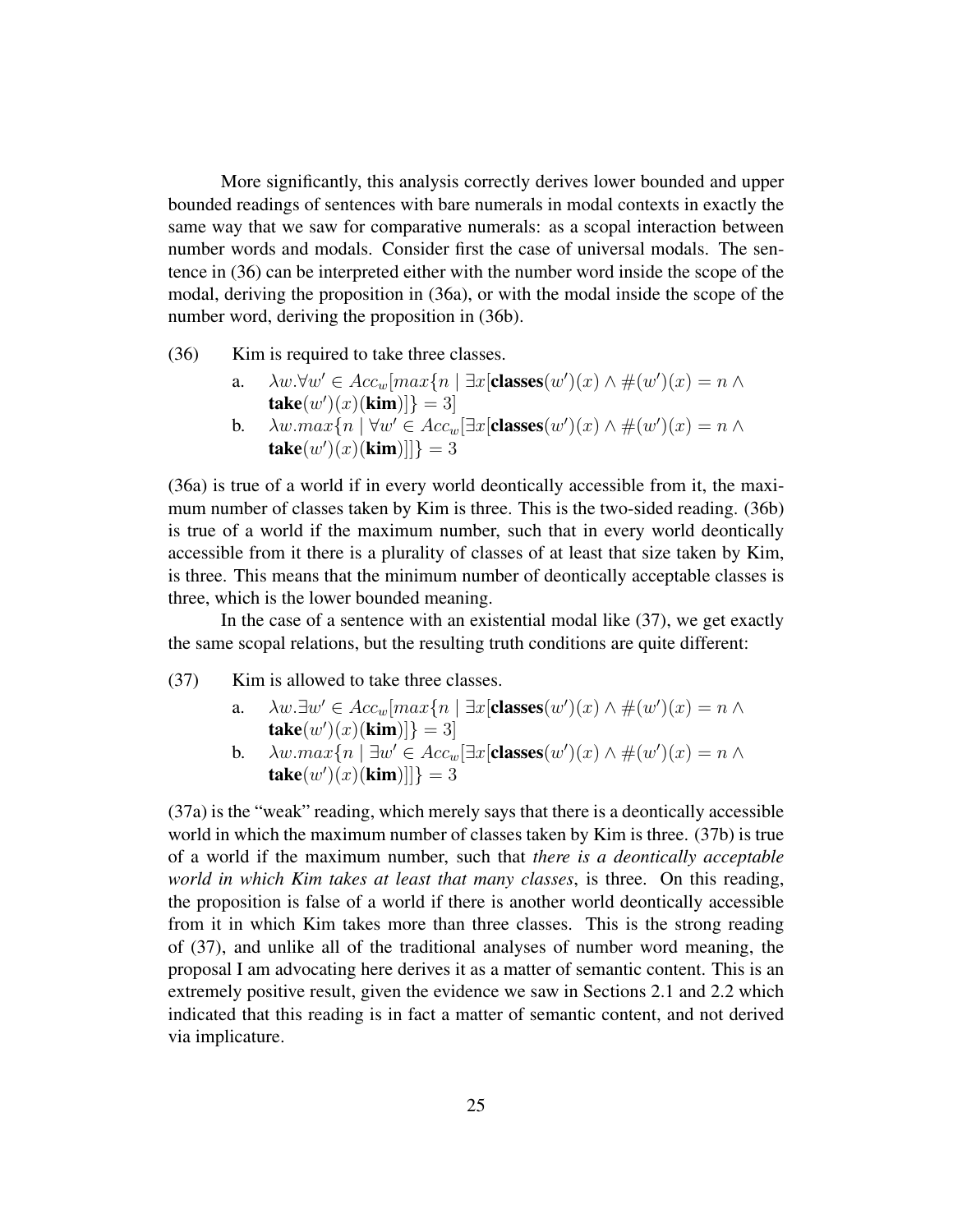More significantly, this analysis correctly derives lower bounded and upper bounded readings of sentences with bare numerals in modal contexts in exactly the same way that we saw for comparative numerals: as a scopal interaction between number words and modals. Consider first the case of universal modals. The sentence in (36) can be interpreted either with the number word inside the scope of the modal, deriving the proposition in (36a), or with the modal inside the scope of the number word, deriving the proposition in (36b).

(36) Kim is required to take three classes.

a. $\lambda w.\forall w' \in Acc_w[max\{n \mid \exists x[\textbf{classes}(w')(x) \wedge \#(w')(x) = n \wedge \textbf{take}(w')(x)(\textbf{kim})]\} = 3]$

b. $\lambda w.max\{n \mid \forall w' \in Acc_w[\exists x[\textbf{classes}(w')(x) \wedge \#(w')(x) = n \wedge \textbf{take}(w')(x)(\textbf{kim})]]\} = 3$

(36a) is true of a world if in every world deontically accessible from it, the maximum number of classes taken by Kim is three. This is the two-sided reading. (36b) is true of a world if the maximum number, such that in every world deontically accessible from it there is a plurality of classes of at least that size taken by Kim, is three. This means that the minimum number of deontically acceptable classes is three, which is the lower bounded meaning.

In the case of a sentence with an existential modal like (37), we get exactly the same scopal relations, but the resulting truth conditions are quite different:

(37) Kim is allowed to take three classes.

a. $\lambda w.\exists w' \in Acc_w[max\{n \mid \exists x[\textbf{classes}(w')(x) \wedge \#(w')(x) = n \wedge \textbf{take}(w')(x)(\textbf{kim})]\} = 3]$

b. $\lambda w.max\{n \mid \exists w' \in Acc_w[\exists x[\textbf{classes}(w')(x) \wedge \#(w')(x) = n \wedge \textbf{take}(w')(x)(\textbf{kim})]]\} = 3$

(37a) is the "weak" reading, which merely says that there is a deontically accessible world in which the maximum number of classes taken by Kim is three. (37b) is true of a world if the maximum number, such that *there is a deontically acceptable world in which Kim takes at least that many classes*, is three. On this reading, the proposition is false of a world if there is another world deontically accessible from it in which Kim takes more than three classes. This is the strong reading of (37), and unlike all of the traditional analyses of number word meaning, the proposal I am advocating here derives it as a matter of semantic content. This is an extremely positive result, given the evidence we saw in Sections 2.1 and 2.2 which indicated that this reading is in fact a matter of semantic content, and not derived via implicature.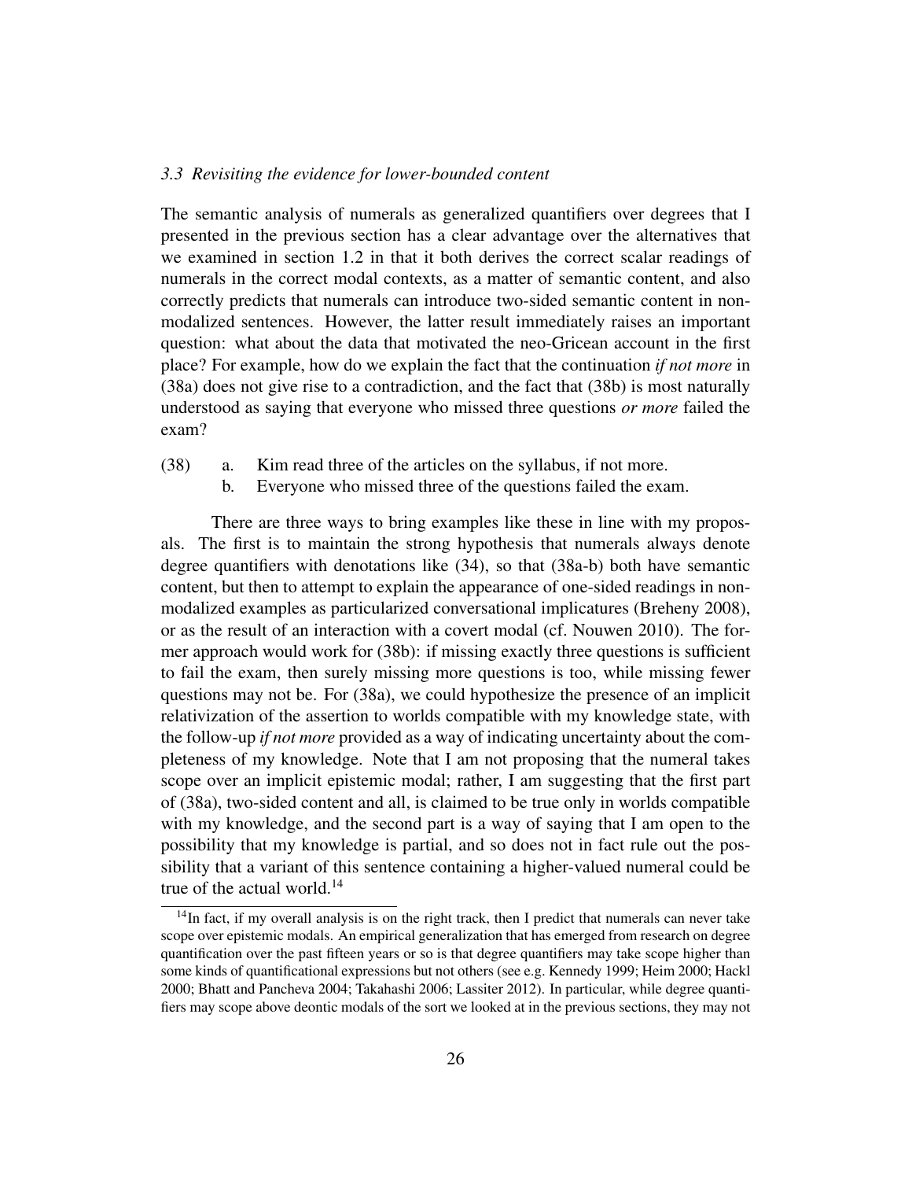### *3.3 Revisiting the evidence for lower-bounded content*

The semantic analysis of numerals as generalized quantifiers over degrees that I presented in the previous section has a clear advantage over the alternatives that we examined in section 1.2 in that it both derives the correct scalar readings of numerals in the correct modal contexts, as a matter of semantic content, and also correctly predicts that numerals can introduce two-sided semantic content in non-modalized sentences. However, the latter result immediately raises an important question: what about the data that motivated the neo-Gricean account in the first place? For example, how do we explain the fact that the continuation *if not more* in (38a) does not give rise to a contradiction, and the fact that (38b) is most naturally understood as saying that everyone who missed three questions *or more* failed the exam?

(38) a. Kim read three of the articles on the syllabus, if not more.
 b. Everyone who missed three of the questions failed the exam.

There are three ways to bring examples like these in line with my proposals. The first is to maintain the strong hypothesis that numerals always denote degree quantifiers with denotations like (34), so that (38a-b) both have semantic content, but then to attempt to explain the appearance of one-sided readings in non-modalized examples as particularized conversational implicatures (Breheny 2008), or as the result of an interaction with a covert modal (cf. Nouwen 2010). The former approach would work for (38b): if missing exactly three questions is sufficient to fail the exam, then surely missing more questions is too, while missing fewer questions may not be. For (38a), we could hypothesize the presence of an implicit relativization of the assertion to worlds compatible with my knowledge state, with the follow-up *if not more* provided as a way of indicating uncertainty about the completeness of my knowledge. Note that I am not proposing that the numeral takes scope over an implicit epistemic modal; rather, I am suggesting that the first part of (38a), two-sided content and all, is claimed to be true only in worlds compatible with my knowledge, and the second part is a way of saying that I am open to the possibility that my knowledge is partial, and so does not in fact rule out the possibility that a variant of this sentence containing a higher-valued numeral could be true of the actual world.[14]

[14]In fact, if my overall analysis is on the right track, then I predict that numerals can never take scope over epistemic modals. An empirical generalization that has emerged from research on degree quantification over the past fifteen years or so is that degree quantifiers may take scope higher than some kinds of quantificational expressions but not others (see e.g. Kennedy 1999; Heim 2000; Hackl 2000; Bhatt and Pancheva 2004; Takahashi 2006; Lassiter 2012). In particular, while degree quantifiers may scope above deontic modals of the sort we looked at in the previous sections, they may not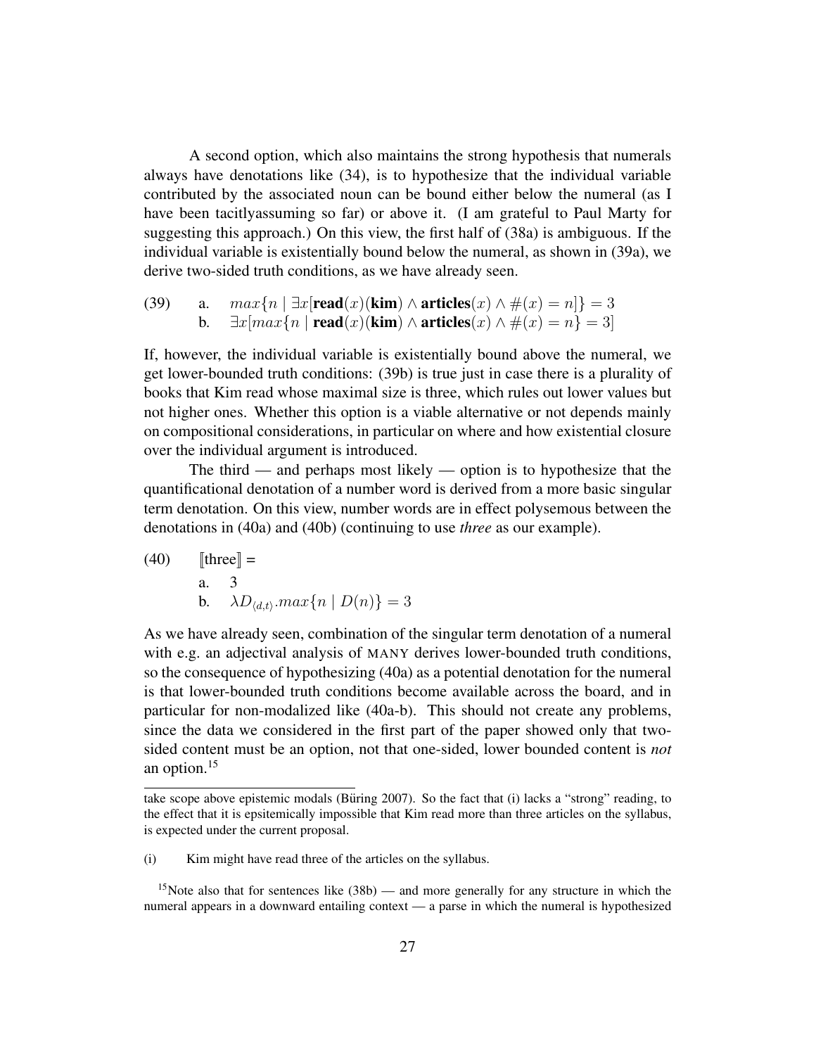A second option, which also maintains the strong hypothesis that numerals always have denotations like (34), is to hypothesize that the individual variable contributed by the associated noun can be bound either below the numeral (as I have been tacitlyassuming so far) or above it. (I am grateful to Paul Marty for suggesting this approach.) On this view, the first half of (38a) is ambiguous. If the individual variable is existentially bound below the numeral, as shown in (39a), we derive two-sided truth conditions, as we have already seen.

(39) a. $max\{n \mid \exists x[\textbf{read}(x)(\textbf{kim}) \wedge \textbf{articles}(x) \wedge \#(x) = n]\} = 3$

b. $\exists x[max\{n \mid \textbf{read}(x)(\textbf{kim}) \wedge \textbf{articles}(x) \wedge \#(x) = n\} = 3]$

If, however, the individual variable is existentially bound above the numeral, we get lower-bounded truth conditions: (39b) is true just in case there is a plurality of books that Kim read whose maximal size is three, which rules out lower values but not higher ones. Whether this option is a viable alternative or not depends mainly on compositional considerations, in particular on where and how existential closure over the individual argument is introduced.

The third — and perhaps most likely — option is to hypothesize that the quantificational denotation of a number word is derived from a more basic singular term denotation. On this view, number words are in effect polysemous between the denotations in (40a) and (40b) (continuing to use *three* as our example).

(40) $[\![\text{three}]\!]$ =

a. $3$

b. $\lambda D_{\langle d,t\rangle}.max\{n \mid D(n)\} = 3$

As we have already seen, combination of the singular term denotation of a numeral with e.g. an adjectival analysis of MANY derives lower-bounded truth conditions, so the consequence of hypothesizing (40a) as a potential denotation for the numeral is that lower-bounded truth conditions become available across the board, and in particular for non-modalized like (40a-b). This should not create any problems, since the data we considered in the first part of the paper showed only that two-sided content must be an option, not that one-sided, lower bounded content is *not* an option.[15]

---

take scope above epistemic modals (Büring 2007). So the fact that (i) lacks a "strong" reading, to the effect that it is epsitemically impossible that Kim read more than three articles on the syllabus, is expected under the current proposal.

(i) Kim might have read three of the articles on the syllabus.

[15]Note also that for sentences like (38b) — and more generally for any structure in which the numeral appears in a downward entailing context — a parse in which the numeral is hypothesized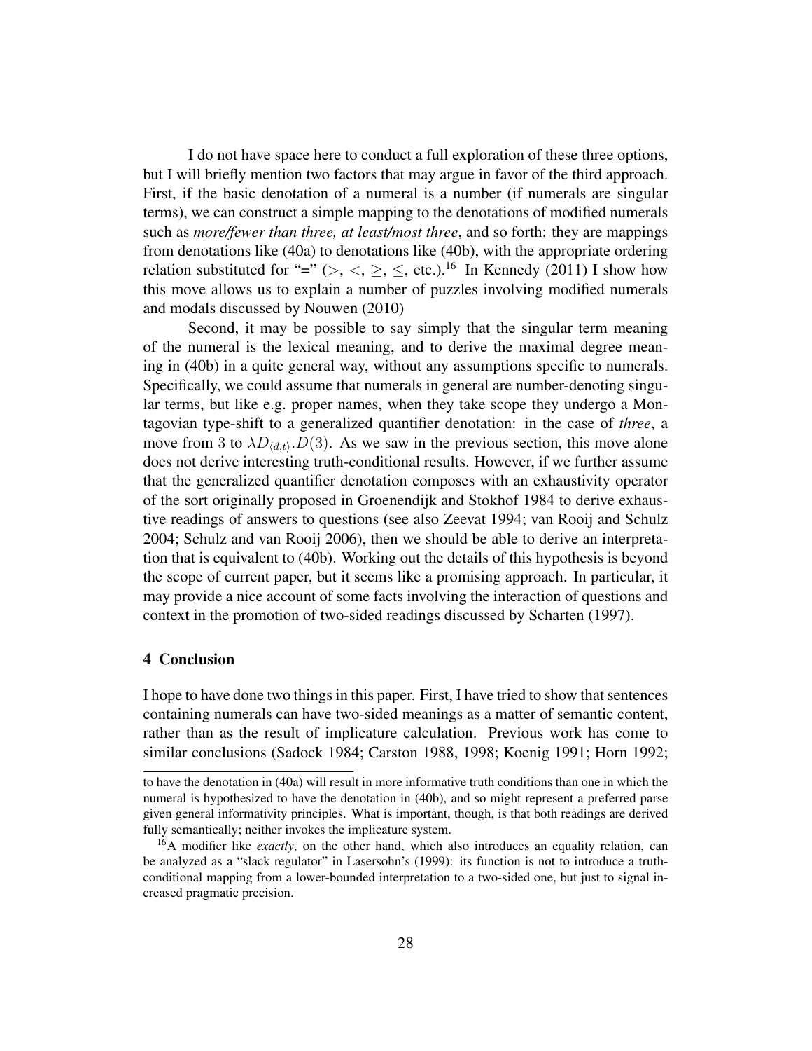I do not have space here to conduct a full exploration of these three options, but I will briefly mention two factors that may argue in favor of the third approach. First, if the basic denotation of a numeral is a number (if numerals are singular terms), we can construct a simple mapping to the denotations of modified numerals such as *more/fewer than three, at least/most three*, and so forth: they are mappings from denotations like (40a) to denotations like (40b), with the appropriate ordering relation substituted for "=" ($>$, $<$, $\geq$, $\leq$, etc.).[16] In Kennedy (2011) I show how this move allows us to explain a number of puzzles involving modified numerals and modals discussed by Nouwen (2010)

Second, it may be possible to say simply that the singular term meaning of the numeral is the lexical meaning, and to derive the maximal degree meaning in (40b) in a quite general way, without any assumptions specific to numerals. Specifically, we could assume that numerals in general are number-denoting singular terms, but like e.g. proper names, when they take scope they undergo a Montagovian type-shift to a generalized quantifier denotation: in the case of *three*, a move from 3 to $\lambda D_{\langle d,t \rangle}.D(3)$. As we saw in the previous section, this move alone does not derive interesting truth-conditional results. However, if we further assume that the generalized quantifier denotation composes with an exhaustivity operator of the sort originally proposed in Groenendijk and Stokhof 1984 to derive exhaustive readings of answers to questions (see also Zeevat 1994; van Rooij and Schulz 2004; Schulz and van Rooij 2006), then we should be able to derive an interpretation that is equivalent to (40b). Working out the details of this hypothesis is beyond the scope of current paper, but it seems like a promising approach. In particular, it may provide a nice account of some facts involving the interaction of questions and context in the promotion of two-sided readings discussed by Scharten (1997).

## 4 Conclusion

I hope to have done two things in this paper. First, I have tried to show that sentences containing numerals can have two-sided meanings as a matter of semantic content, rather than as the result of implicature calculation. Previous work has come to similar conclusions (Sadock 1984; Carston 1988, 1998; Koenig 1991; Horn 1992;

---

to have the denotation in (40a) will result in more informative truth conditions than one in which the numeral is hypothesized to have the denotation in (40b), and so might represent a preferred parse given general informativity principles. What is important, though, is that both readings are derived fully semantically; neither invokes the implicature system.

[16] A modifier like *exactly*, on the other hand, which also introduces an equality relation, can be analyzed as a "slack regulator" in Lasersohn's (1999): its function is not to introduce a truth-conditional mapping from a lower-bounded interpretation to a two-sided one, but just to signal increased pragmatic precision.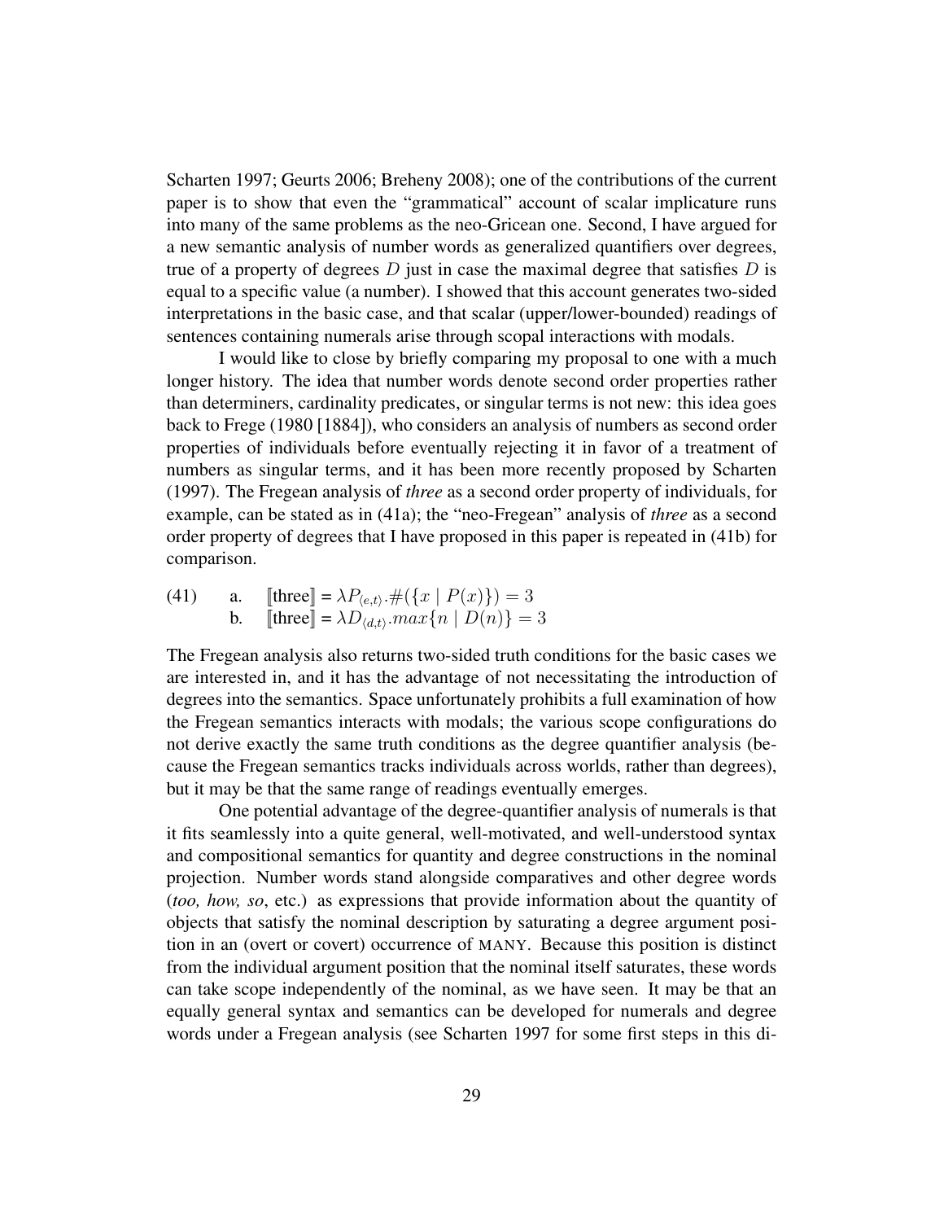Scharten 1997; Geurts 2006; Breheny 2008); one of the contributions of the current paper is to show that even the "grammatical" account of scalar implicature runs into many of the same problems as the neo-Gricean one. Second, I have argued for a new semantic analysis of number words as generalized quantifiers over degrees, true of a property of degrees $D$ just in case the maximal degree that satisfies $D$ is equal to a specific value (a number). I showed that this account generates two-sided interpretations in the basic case, and that scalar (upper/lower-bounded) readings of sentences containing numerals arise through scopal interactions with modals.

I would like to close by briefly comparing my proposal to one with a much longer history. The idea that number words denote second order properties rather than determiners, cardinality predicates, or singular terms is not new: this idea goes back to Frege (1980 [1884]), who considers an analysis of numbers as second order properties of individuals before eventually rejecting it in favor of a treatment of numbers as singular terms, and it has been more recently proposed by Scharten (1997). The Fregean analysis of *three* as a second order property of individuals, for example, can be stated as in (41a); the "neo-Fregean" analysis of *three* as a second order property of degrees that I have proposed in this paper is repeated in (41b) for comparison.

(41) a. $[\![\text{three}]\!] = \lambda P_{\langle e,t \rangle}.\#(\{x \mid P(x)\}) = 3$
b. $[\![\text{three}]\!] = \lambda D_{\langle d,t \rangle}.max\{n \mid D(n)\} = 3$

The Fregean analysis also returns two-sided truth conditions for the basic cases we are interested in, and it has the advantage of not necessitating the introduction of degrees into the semantics. Space unfortunately prohibits a full examination of how the Fregean semantics interacts with modals; the various scope configurations do not derive exactly the same truth conditions as the degree quantifier analysis (because the Fregean semantics tracks individuals across worlds, rather than degrees), but it may be that the same range of readings eventually emerges.

One potential advantage of the degree-quantifier analysis of numerals is that it fits seamlessly into a quite general, well-motivated, and well-understood syntax and compositional semantics for quantity and degree constructions in the nominal projection. Number words stand alongside comparatives and other degree words (*too, how, so*, etc.) as expressions that provide information about the quantity of objects that satisfy the nominal description by saturating a degree argument position in an (overt or covert) occurrence of MANY. Because this position is distinct from the individual argument position that the nominal itself saturates, these words can take scope independently of the nominal, as we have seen. It may be that an equally general syntax and semantics can be developed for numerals and degree words under a Fregean analysis (see Scharten 1997 for some first steps in this di-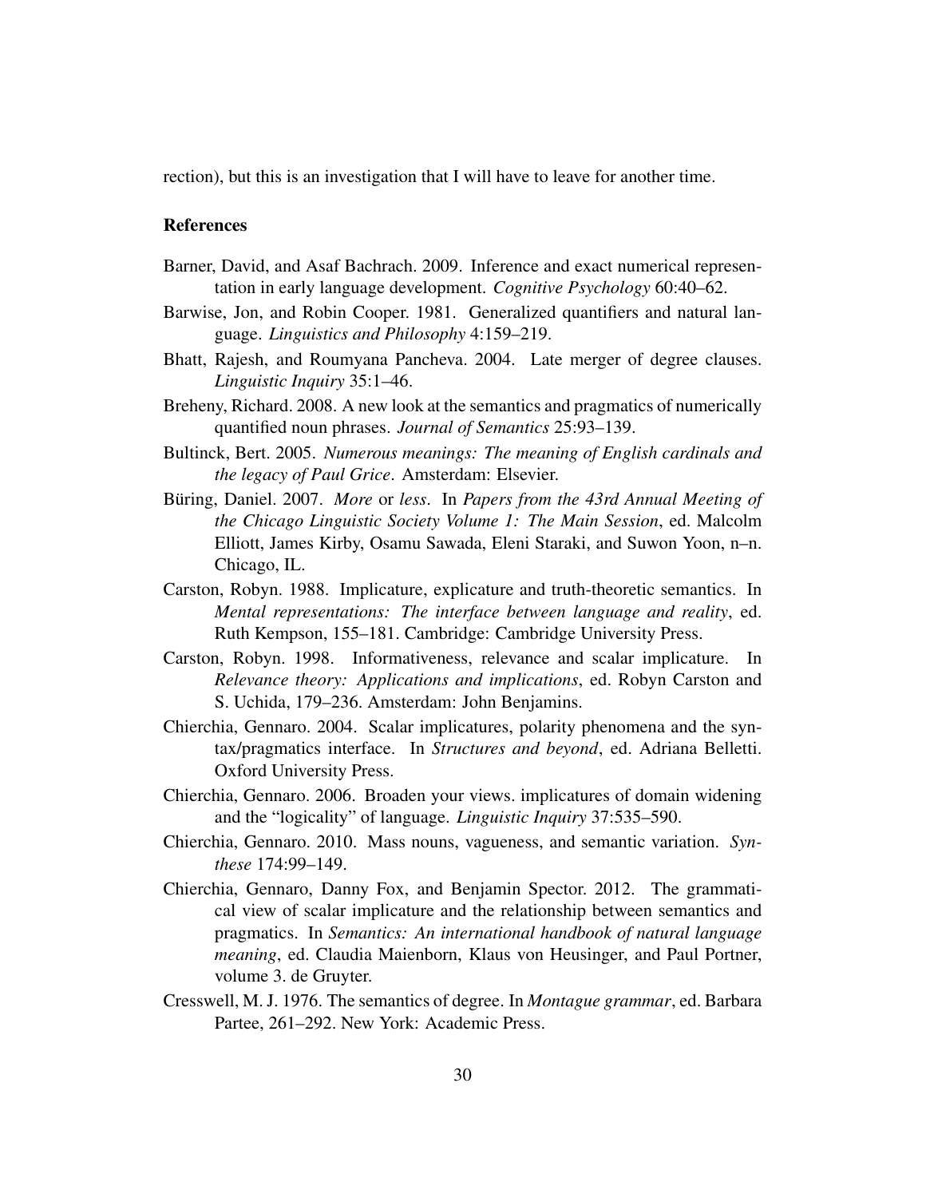rection), but this is an investigation that I will have to leave for another time.

## References

Barner, David, and Asaf Bachrach. 2009. Inference and exact numerical representation in early language development. *Cognitive Psychology* 60:40–62.

Barwise, Jon, and Robin Cooper. 1981. Generalized quantifiers and natural language. *Linguistics and Philosophy* 4:159–219.

Bhatt, Rajesh, and Roumyana Pancheva. 2004. Late merger of degree clauses. *Linguistic Inquiry* 35:1–46.

Breheny, Richard. 2008. A new look at the semantics and pragmatics of numerically quantified noun phrases. *Journal of Semantics* 25:93–139.

Bultinck, Bert. 2005. *Numerous meanings: The meaning of English cardinals and the legacy of Paul Grice*. Amsterdam: Elsevier.

Büring, Daniel. 2007. *More* or *less*. In *Papers from the 43rd Annual Meeting of the Chicago Linguistic Society Volume 1: The Main Session*, ed. Malcolm Elliott, James Kirby, Osamu Sawada, Eleni Staraki, and Suwon Yoon, n–n. Chicago, IL.

Carston, Robyn. 1988. Implicature, explicature and truth-theoretic semantics. In *Mental representations: The interface between language and reality*, ed. Ruth Kempson, 155–181. Cambridge: Cambridge University Press.

Carston, Robyn. 1998. Informativeness, relevance and scalar implicature. In *Relevance theory: Applications and implications*, ed. Robyn Carston and S. Uchida, 179–236. Amsterdam: John Benjamins.

Chierchia, Gennaro. 2004. Scalar implicatures, polarity phenomena and the syntax/pragmatics interface. In *Structures and beyond*, ed. Adriana Belletti. Oxford University Press.

Chierchia, Gennaro. 2006. Broaden your views. implicatures of domain widening and the "logicality" of language. *Linguistic Inquiry* 37:535–590.

Chierchia, Gennaro. 2010. Mass nouns, vagueness, and semantic variation. *Synthese* 174:99–149.

Chierchia, Gennaro, Danny Fox, and Benjamin Spector. 2012. The grammatical view of scalar implicature and the relationship between semantics and pragmatics. In *Semantics: An international handbook of natural language meaning*, ed. Claudia Maienborn, Klaus von Heusinger, and Paul Portner, volume 3. de Gruyter.

Cresswell, M. J. 1976. The semantics of degree. In *Montague grammar*, ed. Barbara Partee, 261–292. New York: Academic Press.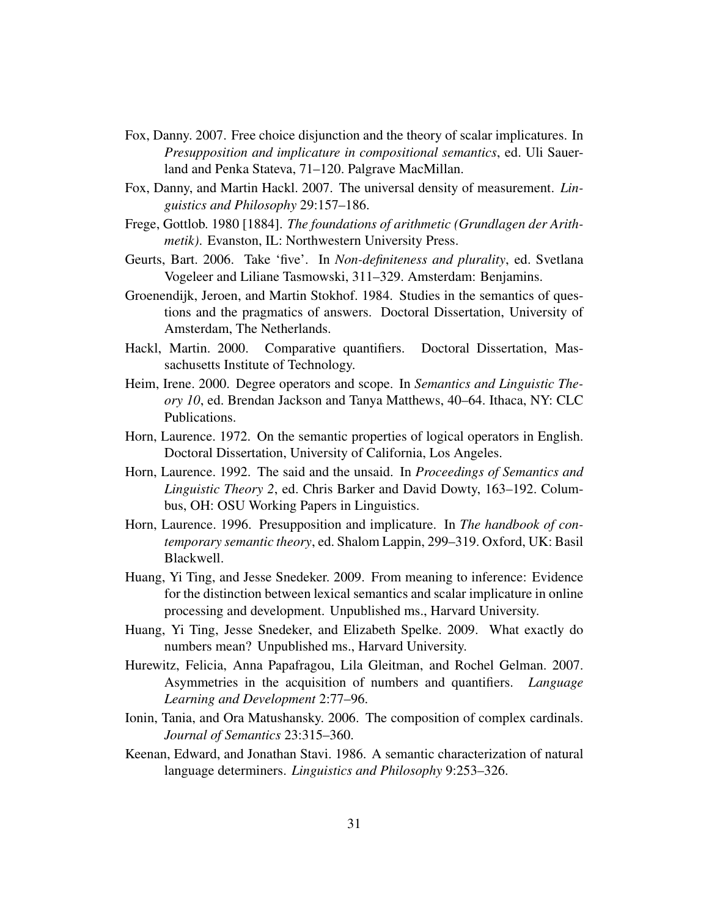Fox, Danny. 2007. Free choice disjunction and the theory of scalar implicatures. In *Presupposition and implicature in compositional semantics*, ed. Uli Sauerland and Penka Stateva, 71–120. Palgrave MacMillan.

Fox, Danny, and Martin Hackl. 2007. The universal density of measurement. *Linguistics and Philosophy* 29:157–186.

Frege, Gottlob. 1980 [1884]. *The foundations of arithmetic (Grundlagen der Arithmetik)*. Evanston, IL: Northwestern University Press.

Geurts, Bart. 2006. Take 'five'. In *Non-definiteness and plurality*, ed. Svetlana Vogeleer and Liliane Tasmowski, 311–329. Amsterdam: Benjamins.

Groenendijk, Jeroen, and Martin Stokhof. 1984. Studies in the semantics of questions and the pragmatics of answers. Doctoral Dissertation, University of Amsterdam, The Netherlands.

Hackl, Martin. 2000. Comparative quantifiers. Doctoral Dissertation, Massachusetts Institute of Technology.

Heim, Irene. 2000. Degree operators and scope. In *Semantics and Linguistic Theory 10*, ed. Brendan Jackson and Tanya Matthews, 40–64. Ithaca, NY: CLC Publications.

Horn, Laurence. 1972. On the semantic properties of logical operators in English. Doctoral Dissertation, University of California, Los Angeles.

Horn, Laurence. 1992. The said and the unsaid. In *Proceedings of Semantics and Linguistic Theory 2*, ed. Chris Barker and David Dowty, 163–192. Columbus, OH: OSU Working Papers in Linguistics.

Horn, Laurence. 1996. Presupposition and implicature. In *The handbook of contemporary semantic theory*, ed. Shalom Lappin, 299–319. Oxford, UK: Basil Blackwell.

Huang, Yi Ting, and Jesse Snedeker. 2009. From meaning to inference: Evidence for the distinction between lexical semantics and scalar implicature in online processing and development. Unpublished ms., Harvard University.

Huang, Yi Ting, Jesse Snedeker, and Elizabeth Spelke. 2009. What exactly do numbers mean? Unpublished ms., Harvard University.

Hurewitz, Felicia, Anna Papafragou, Lila Gleitman, and Rochel Gelman. 2007. Asymmetries in the acquisition of numbers and quantifiers. *Language Learning and Development* 2:77–96.

Ionin, Tania, and Ora Matushansky. 2006. The composition of complex cardinals. *Journal of Semantics* 23:315–360.

Keenan, Edward, and Jonathan Stavi. 1986. A semantic characterization of natural language determiners. *Linguistics and Philosophy* 9:253–326.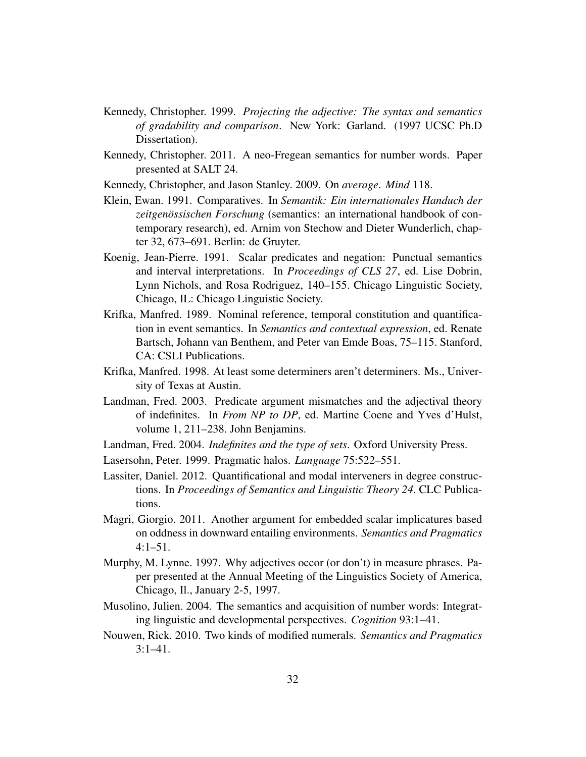Kennedy, Christopher. 1999. *Projecting the adjective: The syntax and semantics of gradability and comparison*. New York: Garland. (1997 UCSC Ph.D Dissertation).

Kennedy, Christopher. 2011. A neo-Fregean semantics for number words. Paper presented at SALT 24.

Kennedy, Christopher, and Jason Stanley. 2009. On *average*. *Mind* 118.

Klein, Ewan. 1991. Comparatives. In *Semantik: Ein internationales Handuch der zeitgenössischen Forschung* (semantics: an international handbook of contemporary research), ed. Arnim von Stechow and Dieter Wunderlich, chapter 32, 673–691. Berlin: de Gruyter.

Koenig, Jean-Pierre. 1991. Scalar predicates and negation: Punctual semantics and interval interpretations. In *Proceedings of CLS 27*, ed. Lise Dobrin, Lynn Nichols, and Rosa Rodriguez, 140–155. Chicago Linguistic Society, Chicago, IL: Chicago Linguistic Society.

Krifka, Manfred. 1989. Nominal reference, temporal constitution and quantification in event semantics. In *Semantics and contextual expression*, ed. Renate Bartsch, Johann van Benthem, and Peter van Emde Boas, 75–115. Stanford, CA: CSLI Publications.

Krifka, Manfred. 1998. At least some determiners aren't determiners. Ms., University of Texas at Austin.

Landman, Fred. 2003. Predicate argument mismatches and the adjectival theory of indefinites. In *From NP to DP*, ed. Martine Coene and Yves d'Hulst, volume 1, 211–238. John Benjamins.

Landman, Fred. 2004. *Indefinites and the type of sets*. Oxford University Press.

Lasersohn, Peter. 1999. Pragmatic halos. *Language* 75:522–551.

Lassiter, Daniel. 2012. Quantificational and modal interveners in degree constructions. In *Proceedings of Semantics and Linguistic Theory 24*. CLC Publications.

Magri, Giorgio. 2011. Another argument for embedded scalar implicatures based on oddness in downward entailing environments. *Semantics and Pragmatics* 4:1–51.

Murphy, M. Lynne. 1997. Why adjectives occor (or don't) in measure phrases. Paper presented at the Annual Meeting of the Linguistics Society of America, Chicago, Il., January 2-5, 1997.

Musolino, Julien. 2004. The semantics and acquisition of number words: Integrating linguistic and developmental perspectives. *Cognition* 93:1–41.

Nouwen, Rick. 2010. Two kinds of modified numerals. *Semantics and Pragmatics* 3:1–41.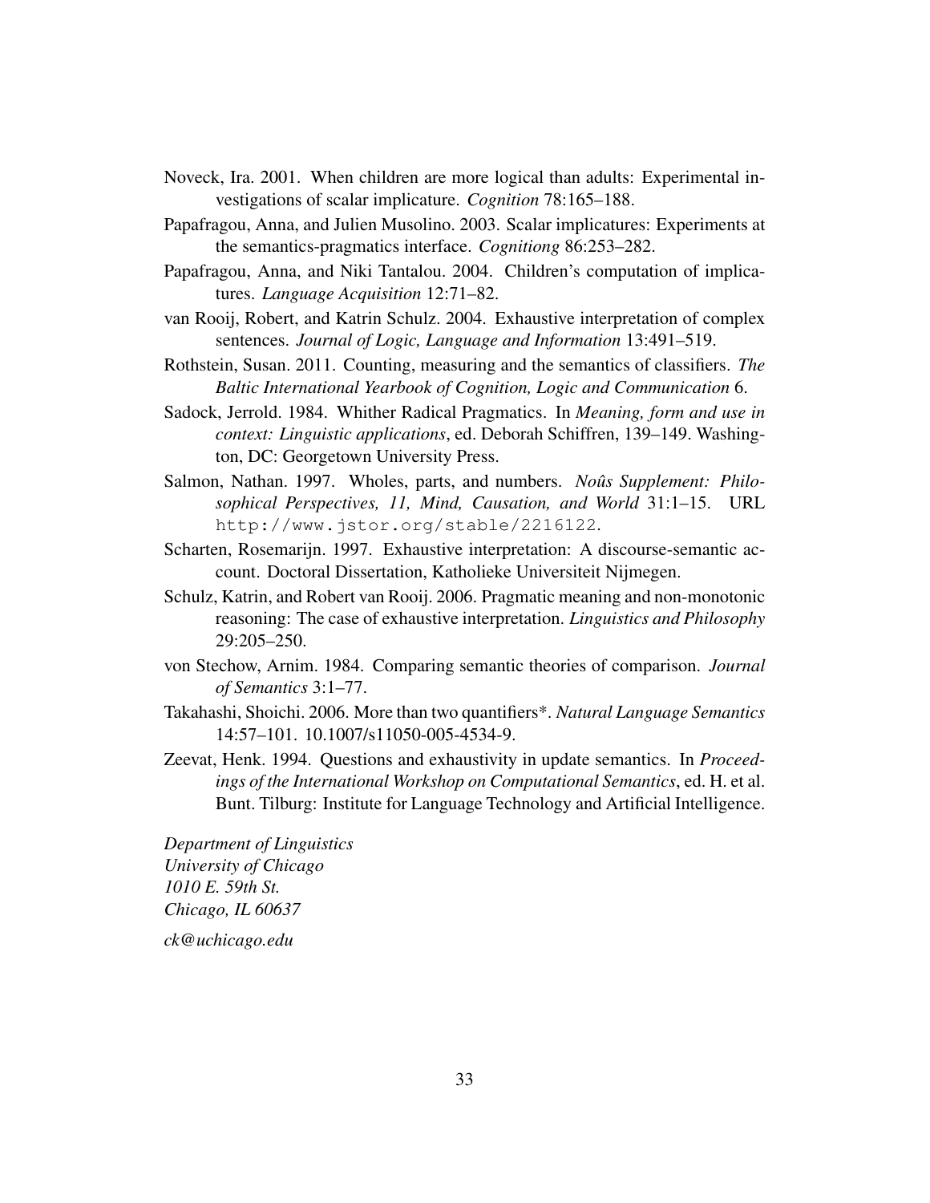Noveck, Ira. 2001. When children are more logical than adults: Experimental investigations of scalar implicature. *Cognition* 78:165–188.

Papafragou, Anna, and Julien Musolino. 2003. Scalar implicatures: Experiments at the semantics-pragmatics interface. *Cognitiong* 86:253–282.

Papafragou, Anna, and Niki Tantalou. 2004. Children's computation of implicatures. *Language Acquisition* 12:71–82.

van Rooij, Robert, and Katrin Schulz. 2004. Exhaustive interpretation of complex sentences. *Journal of Logic, Language and Information* 13:491–519.

Rothstein, Susan. 2011. Counting, measuring and the semantics of classifiers. *The Baltic International Yearbook of Cognition, Logic and Communication* 6.

Sadock, Jerrold. 1984. Whither Radical Pragmatics. In *Meaning, form and use in context: Linguistic applications*, ed. Deborah Schiffren, 139–149. Washington, DC: Georgetown University Press.

Salmon, Nathan. 1997. Wholes, parts, and numbers. *Noûs Supplement: Philosophical Perspectives, 11, Mind, Causation, and World* 31:1–15. URL `http://www.jstor.org/stable/2216122`.

Scharten, Rosemarijn. 1997. Exhaustive interpretation: A discourse-semantic account. Doctoral Dissertation, Katholieke Universiteit Nijmegen.

Schulz, Katrin, and Robert van Rooij. 2006. Pragmatic meaning and non-monotonic reasoning: The case of exhaustive interpretation. *Linguistics and Philosophy* 29:205–250.

von Stechow, Arnim. 1984. Comparing semantic theories of comparison. *Journal of Semantics* 3:1–77.

Takahashi, Shoichi. 2006. More than two quantifiers*. *Natural Language Semantics* 14:57–101. 10.1007/s11050-005-4534-9.

Zeevat, Henk. 1994. Questions and exhaustivity in update semantics. In *Proceedings of the International Workshop on Computational Semantics*, ed. H. et al. Bunt. Tilburg: Institute for Language Technology and Artificial Intelligence.

*Department of Linguistics*
*University of Chicago*
*1010 E. 59th St.*
*Chicago, IL 60637*

*ck@uchicago.edu*